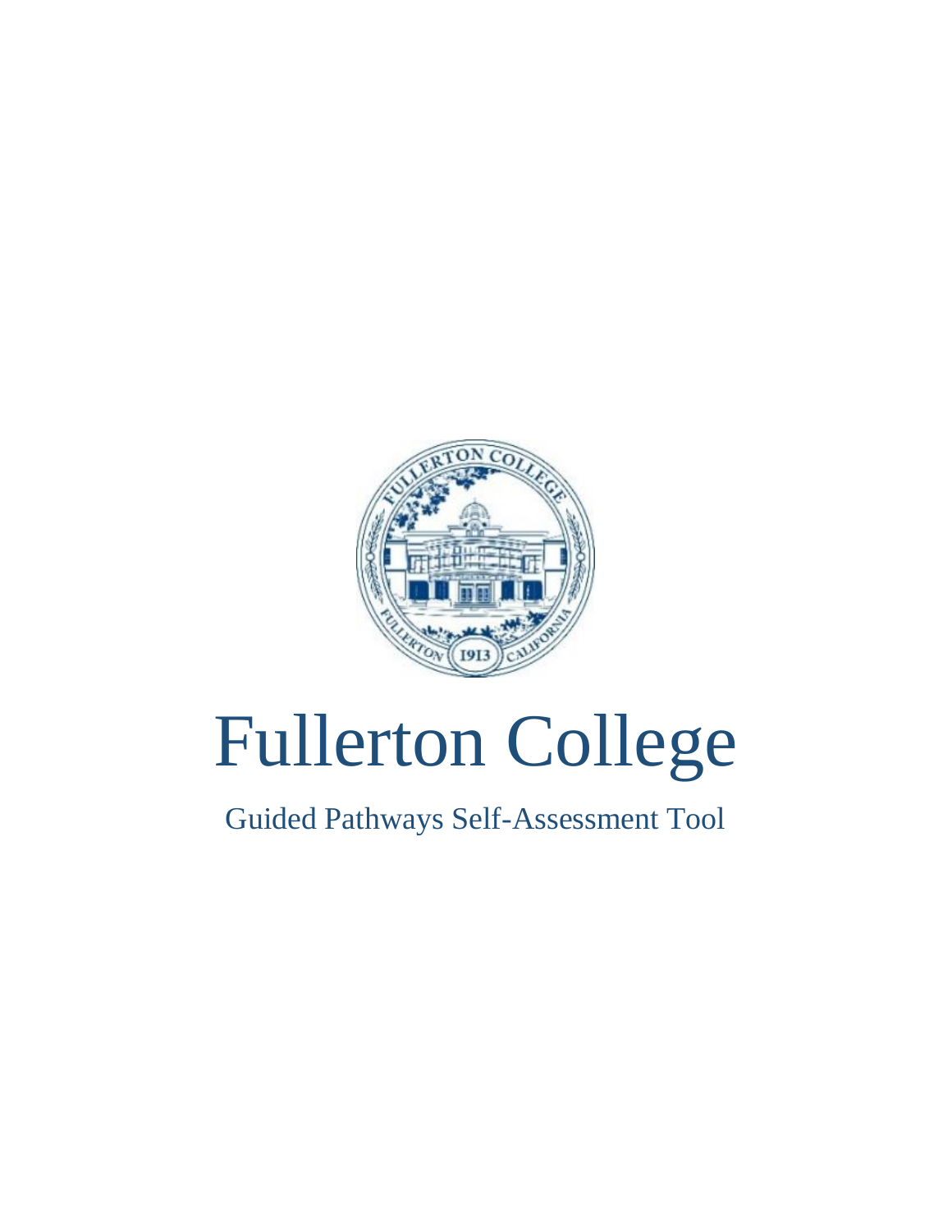# Fullerton College

## Guided Pathways Self-Assessment Tool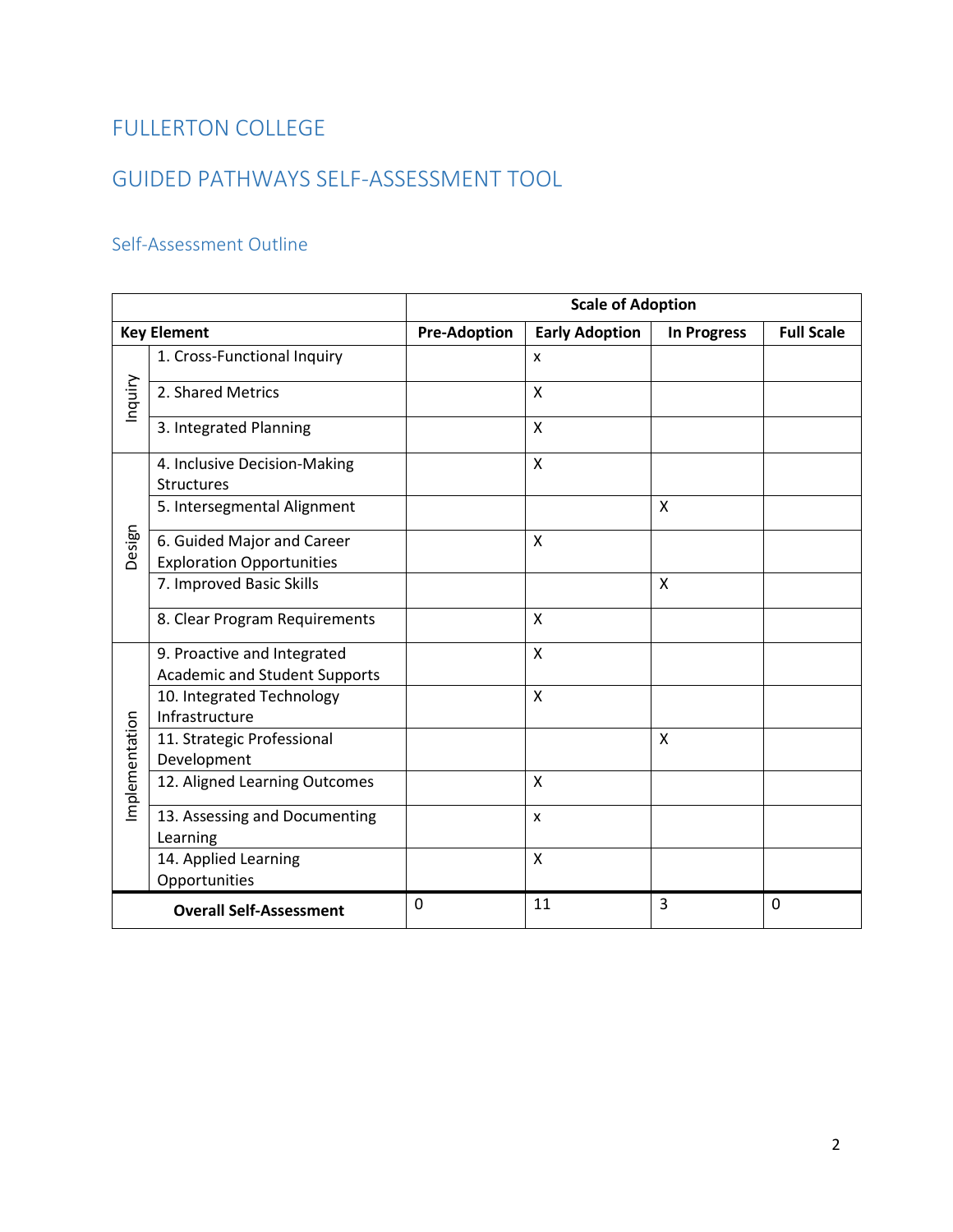# FULLERTON COLLEGE

# GUIDED PATHWAYS SELF-ASSESSMENT TOOL

## Self-Assessment Outline

| | | Scale of Adoption | | | |
|---|---|---|---|---|---|
| **Key Element** | | **Pre-Adoption** | **Early Adoption** | **In Progress** | **Full Scale** |
| Inquiry | 1. Cross-Functional Inquiry | | x | | |
| | 2. Shared Metrics | | X | | |
| | 3. Integrated Planning | | X | | |
| Design | 4. Inclusive Decision-Making Structures | | X | | |
| | 5. Intersegmental Alignment | | | X | |
| | 6. Guided Major and Career Exploration Opportunities | | X | | |
| | 7. Improved Basic Skills | | | X | |
| | 8. Clear Program Requirements | | X | | |
| Implementation | 9. Proactive and Integrated Academic and Student Supports | | X | | |
| | 10. Integrated Technology Infrastructure | | X | | |
| | 11. Strategic Professional Development | | | X | |
| | 12. Aligned Learning Outcomes | | X | | |
| | 13. Assessing and Documenting Learning | | x | | |
| | 14. Applied Learning Opportunities | | X | | |
| **Overall Self-Assessment** | | 0 | 11 | 3 | 0 |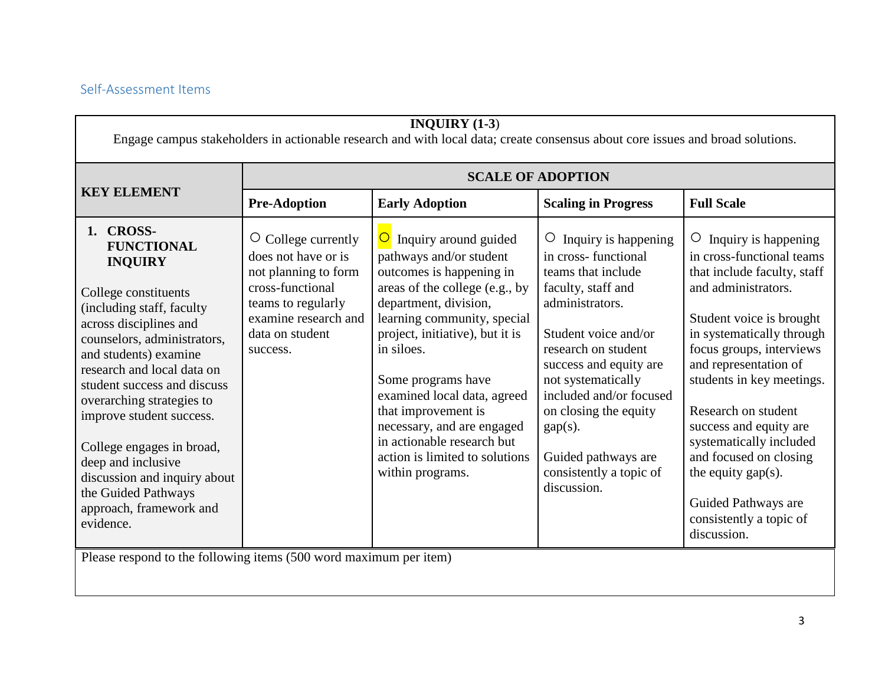## Self-Assessment Items

| **INQUIRY (1-3)**<br>Engage campus stakeholders in actionable research and with local data; create consensus about core issues and broad solutions. | | | | |
|---|---|---|---|---|
| **KEY ELEMENT** | **SCALE OF ADOPTION** | | | |
| | **Pre-Adoption** | **Early Adoption** | **Scaling in Progress** | **Full Scale** |
| **1. CROSS-FUNCTIONAL INQUIRY**<br><br>College constituents (including staff, faculty across disciplines and counselors, administrators, and students) examine research and local data on student success and discuss overarching strategies to improve student success.<br><br>College engages in broad, deep and inclusive discussion and inquiry about the Guided Pathways approach, framework and evidence. | ○ College currently does not have or is not planning to form cross-functional teams to regularly examine research and data on student success. | ○ Inquiry around guided pathways and/or student outcomes is happening in areas of the college (e.g., by department, division, learning community, special project, initiative), but it is in siloes.<br><br>Some programs have examined local data, agreed that improvement is necessary, and are engaged in actionable research but action is limited to solutions within programs. | ○ Inquiry is happening in cross- functional teams that include faculty, staff and administrators.<br><br>Student voice and/or research on student success and equity are not systematically included and/or focused on closing the equity gap(s).<br><br>Guided pathways are consistently a topic of discussion. | ○ Inquiry is happening in cross-functional teams that include faculty, staff and administrators.<br><br>Student voice is brought in systematically through focus groups, interviews and representation of students in key meetings.<br><br>Research on student success and equity are systematically included and focused on closing the equity gap(s).<br><br>Guided Pathways are consistently a topic of discussion. |

Please respond to the following items (500 word maximum per item)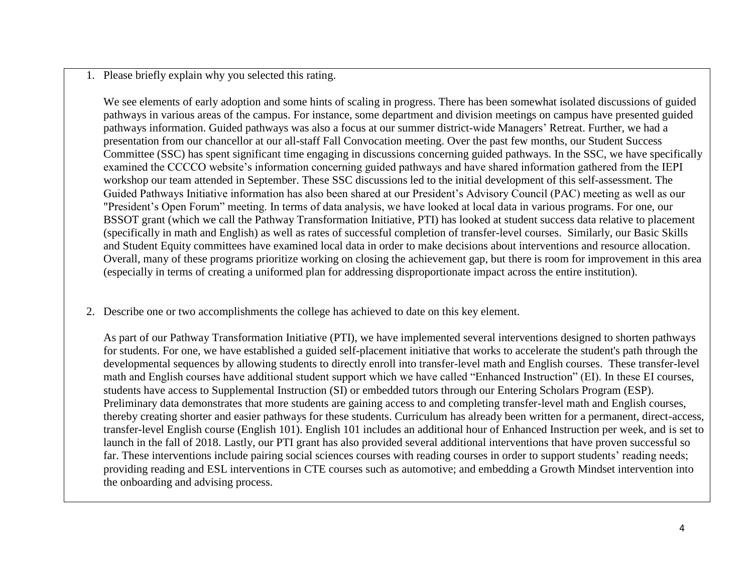1. Please briefly explain why you selected this rating.

   We see elements of early adoption and some hints of scaling in progress. There has been somewhat isolated discussions of guided pathways in various areas of the campus. For instance, some department and division meetings on campus have presented guided pathways information. Guided pathways was also a focus at our summer district-wide Managers' Retreat. Further, we had a presentation from our chancellor at our all-staff Fall Convocation meeting. Over the past few months, our Student Success Committee (SSC) has spent significant time engaging in discussions concerning guided pathways. In the SSC, we have specifically examined the CCCCO website's information concerning guided pathways and have shared information gathered from the IEPI workshop our team attended in September. These SSC discussions led to the initial development of this self-assessment. The Guided Pathways Initiative information has also been shared at our President's Advisory Council (PAC) meeting as well as our "President's Open Forum" meeting. In terms of data analysis, we have looked at local data in various programs. For one, our BSSOT grant (which we call the Pathway Transformation Initiative, PTI) has looked at student success data relative to placement (specifically in math and English) as well as rates of successful completion of transfer-level courses. Similarly, our Basic Skills and Student Equity committees have examined local data in order to make decisions about interventions and resource allocation. Overall, many of these programs prioritize working on closing the achievement gap, but there is room for improvement in this area (especially in terms of creating a uniformed plan for addressing disproportionate impact across the entire institution).

2. Describe one or two accomplishments the college has achieved to date on this key element.

   As part of our Pathway Transformation Initiative (PTI), we have implemented several interventions designed to shorten pathways for students. For one, we have established a guided self-placement initiative that works to accelerate the student's path through the developmental sequences by allowing students to directly enroll into transfer-level math and English courses. These transfer-level math and English courses have additional student support which we have called "Enhanced Instruction" (EI). In these EI courses, students have access to Supplemental Instruction (SI) or embedded tutors through our Entering Scholars Program (ESP). Preliminary data demonstrates that more students are gaining access to and completing transfer-level math and English courses, thereby creating shorter and easier pathways for these students. Curriculum has already been written for a permanent, direct-access, transfer-level English course (English 101). English 101 includes an additional hour of Enhanced Instruction per week, and is set to launch in the fall of 2018. Lastly, our PTI grant has also provided several additional interventions that have proven successful so far. These interventions include pairing social sciences courses with reading courses in order to support students' reading needs; providing reading and ESL interventions in CTE courses such as automotive; and embedding a Growth Mindset intervention into the onboarding and advising process.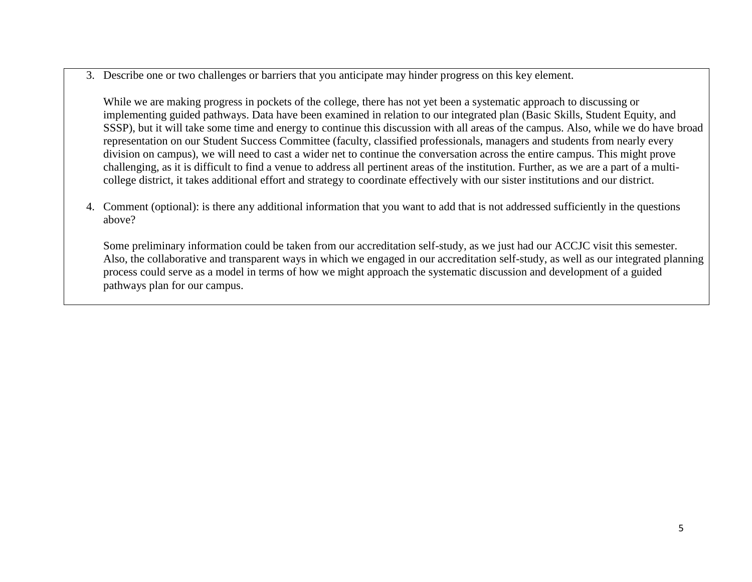3. Describe one or two challenges or barriers that you anticipate may hinder progress on this key element.

   While we are making progress in pockets of the college, there has not yet been a systematic approach to discussing or implementing guided pathways. Data have been examined in relation to our integrated plan (Basic Skills, Student Equity, and SSSP), but it will take some time and energy to continue this discussion with all areas of the campus. Also, while we do have broad representation on our Student Success Committee (faculty, classified professionals, managers and students from nearly every division on campus), we will need to cast a wider net to continue the conversation across the entire campus. This might prove challenging, as it is difficult to find a venue to address all pertinent areas of the institution. Further, as we are a part of a multi-college district, it takes additional effort and strategy to coordinate effectively with our sister institutions and our district.

4. Comment (optional): is there any additional information that you want to add that is not addressed sufficiently in the questions above?

   Some preliminary information could be taken from our accreditation self-study, as we just had our ACCJC visit this semester. Also, the collaborative and transparent ways in which we engaged in our accreditation self-study, as well as our integrated planning process could serve as a model in terms of how we might approach the systematic discussion and development of a guided pathways plan for our campus.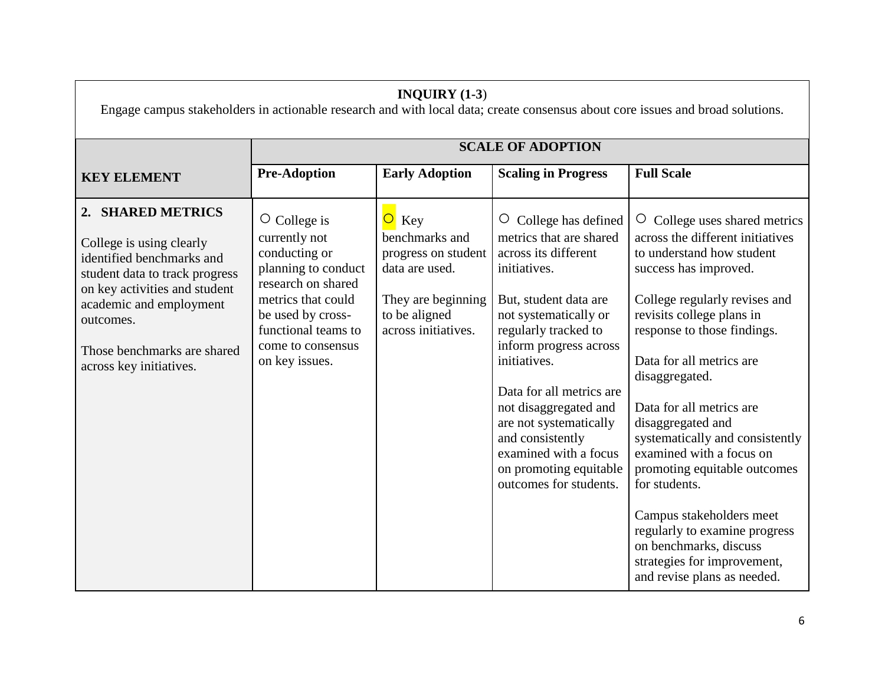**INQUIRY (1-3)**

Engage campus stakeholders in actionable research and with local data; create consensus about core issues and broad solutions.

| | SCALE OF ADOPTION | | | |
|---|---|---|---|---|
| **KEY ELEMENT** | **Pre-Adoption** | **Early Adoption** | **Scaling in Progress** | **Full Scale** |
| **2. SHARED METRICS**<br><br>College is using clearly identified benchmarks and student data to track progress on key activities and student academic and employment outcomes.<br><br>Those benchmarks are shared across key initiatives. | ○ College is currently not conducting or planning to conduct research on shared metrics that could be used by cross-functional teams to come to consensus on key issues. | ○ Key benchmarks and progress on student data are used.<br><br>They are beginning to be aligned across initiatives. | ○ College has defined metrics that are shared across its different initiatives.<br><br>But, student data are not systematically or regularly tracked to inform progress across initiatives.<br><br>Data for all metrics are not disaggregated and are not systematically and consistently examined with a focus on promoting equitable outcomes for students. | ○ College uses shared metrics across the different initiatives to understand how student success has improved.<br><br>College regularly revises and revisits college plans in response to those findings.<br><br>Data for all metrics are disaggregated.<br><br>Data for all metrics are disaggregated and systematically and consistently examined with a focus on promoting equitable outcomes for students.<br><br>Campus stakeholders meet regularly to examine progress on benchmarks, discuss strategies for improvement, and revise plans as needed. |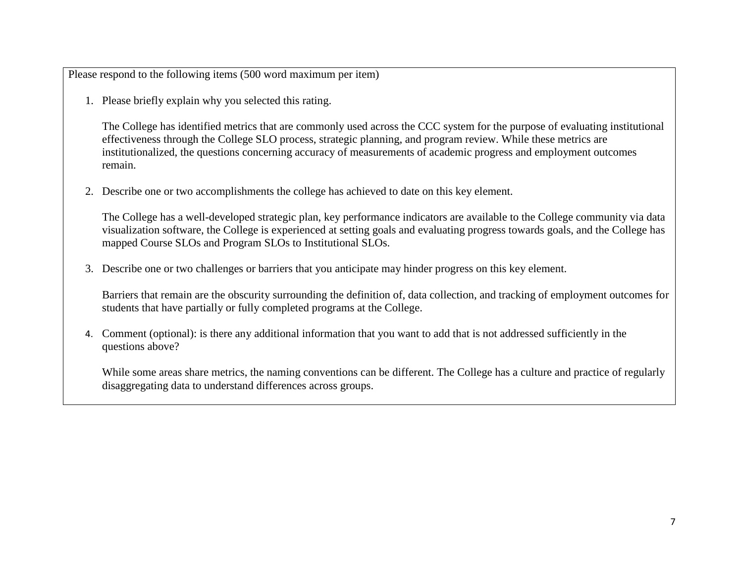Please respond to the following items (500 word maximum per item)

1. Please briefly explain why you selected this rating.

   The College has identified metrics that are commonly used across the CCC system for the purpose of evaluating institutional effectiveness through the College SLO process, strategic planning, and program review. While these metrics are institutionalized, the questions concerning accuracy of measurements of academic progress and employment outcomes remain.

2. Describe one or two accomplishments the college has achieved to date on this key element.

   The College has a well-developed strategic plan, key performance indicators are available to the College community via data visualization software, the College is experienced at setting goals and evaluating progress towards goals, and the College has mapped Course SLOs and Program SLOs to Institutional SLOs.

3. Describe one or two challenges or barriers that you anticipate may hinder progress on this key element.

   Barriers that remain are the obscurity surrounding the definition of, data collection, and tracking of employment outcomes for students that have partially or fully completed programs at the College.

4. Comment (optional): is there any additional information that you want to add that is not addressed sufficiently in the questions above?

   While some areas share metrics, the naming conventions can be different. The College has a culture and practice of regularly disaggregating data to understand differences across groups.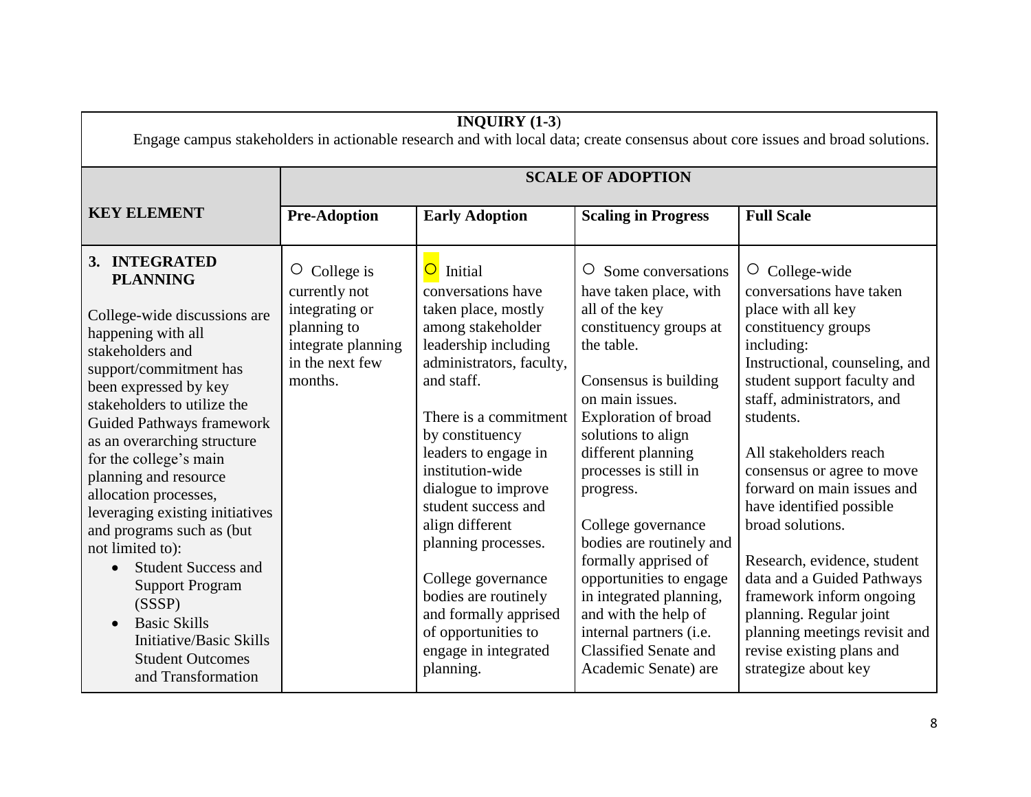| **INQUIRY (1-3)** Engage campus stakeholders in actionable research and with local data; create consensus about core issues and broad solutions. | | | | |
|---|---|---|---|---|
| **KEY ELEMENT** | **SCALE OF ADOPTION** | | | |
| | **Pre-Adoption** | **Early Adoption** | **Scaling in Progress** | **Full Scale** |
| **3. INTEGRATED PLANNING**<br><br>College-wide discussions are happening with all stakeholders and support/commitment has been expressed by key stakeholders to utilize the Guided Pathways framework as an overarching structure for the college's main planning and resource allocation processes, leveraging existing initiatives and programs such as (but not limited to):<br>• Student Success and Support Program (SSSP)<br>• Basic Skills Initiative/Basic Skills Student Outcomes and Transformation | ○ College is currently not integrating or planning to integrate planning in the next few months. | ○ Initial conversations have taken place, mostly among stakeholder leadership including administrators, faculty, and staff.<br><br>There is a commitment by constituency leaders to engage in institution-wide dialogue to improve student success and align different planning processes.<br><br>College governance bodies are routinely and formally apprised of opportunities to engage in integrated planning. | ○ Some conversations have taken place, with all of the key constituency groups at the table.<br><br>Consensus is building on main issues. Exploration of broad solutions to align different planning processes is still in progress.<br><br>College governance bodies are routinely and formally apprised of opportunities to engage in integrated planning, and with the help of internal partners (i.e. Classified Senate and Academic Senate) are | ○ College-wide conversations have taken place with all key constituency groups including: Instructional, counseling, and student support faculty and staff, administrators, and students.<br><br>All stakeholders reach consensus or agree to move forward on main issues and have identified possible broad solutions.<br><br>Research, evidence, student data and a Guided Pathways framework inform ongoing planning. Regular joint planning meetings revisit and revise existing plans and strategize about key |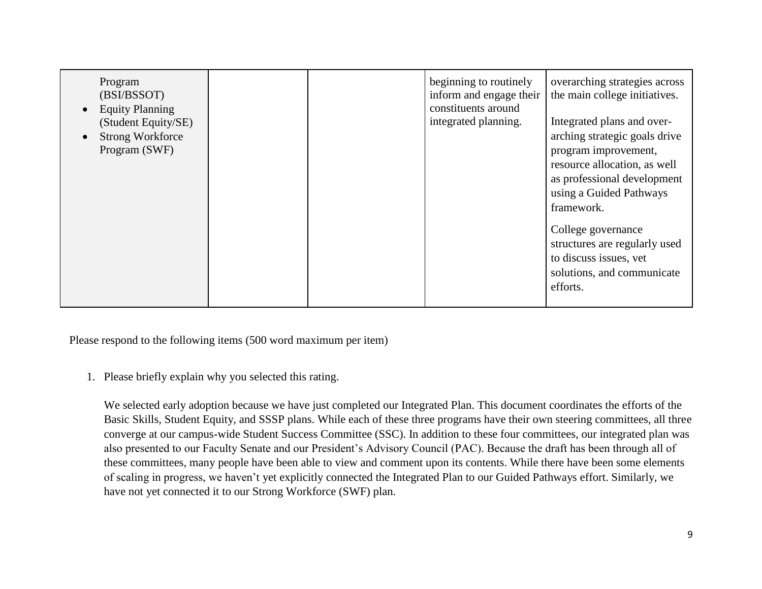| | | | | |
|---|---|---|---|---|
| Program (BSI/BSSOT)<br>• Equity Planning (Student Equity/SE)<br>• Strong Workforce Program (SWF) | | | beginning to routinely inform and engage their constituents around integrated planning. | overarching strategies across the main college initiatives.<br><br>Integrated plans and over-arching strategic goals drive program improvement, resource allocation, as well as professional development using a Guided Pathways framework.<br><br>College governance structures are regularly used to discuss issues, vet solutions, and communicate efforts. |

Please respond to the following items (500 word maximum per item)

1. Please briefly explain why you selected this rating.

   We selected early adoption because we have just completed our Integrated Plan. This document coordinates the efforts of the Basic Skills, Student Equity, and SSSP plans. While each of these three programs have their own steering committees, all three converge at our campus-wide Student Success Committee (SSC). In addition to these four committees, our integrated plan was also presented to our Faculty Senate and our President's Advisory Council (PAC). Because the draft has been through all of these committees, many people have been able to view and comment upon its contents. While there have been some elements of scaling in progress, we haven't yet explicitly connected the Integrated Plan to our Guided Pathways effort. Similarly, we have not yet connected it to our Strong Workforce (SWF) plan.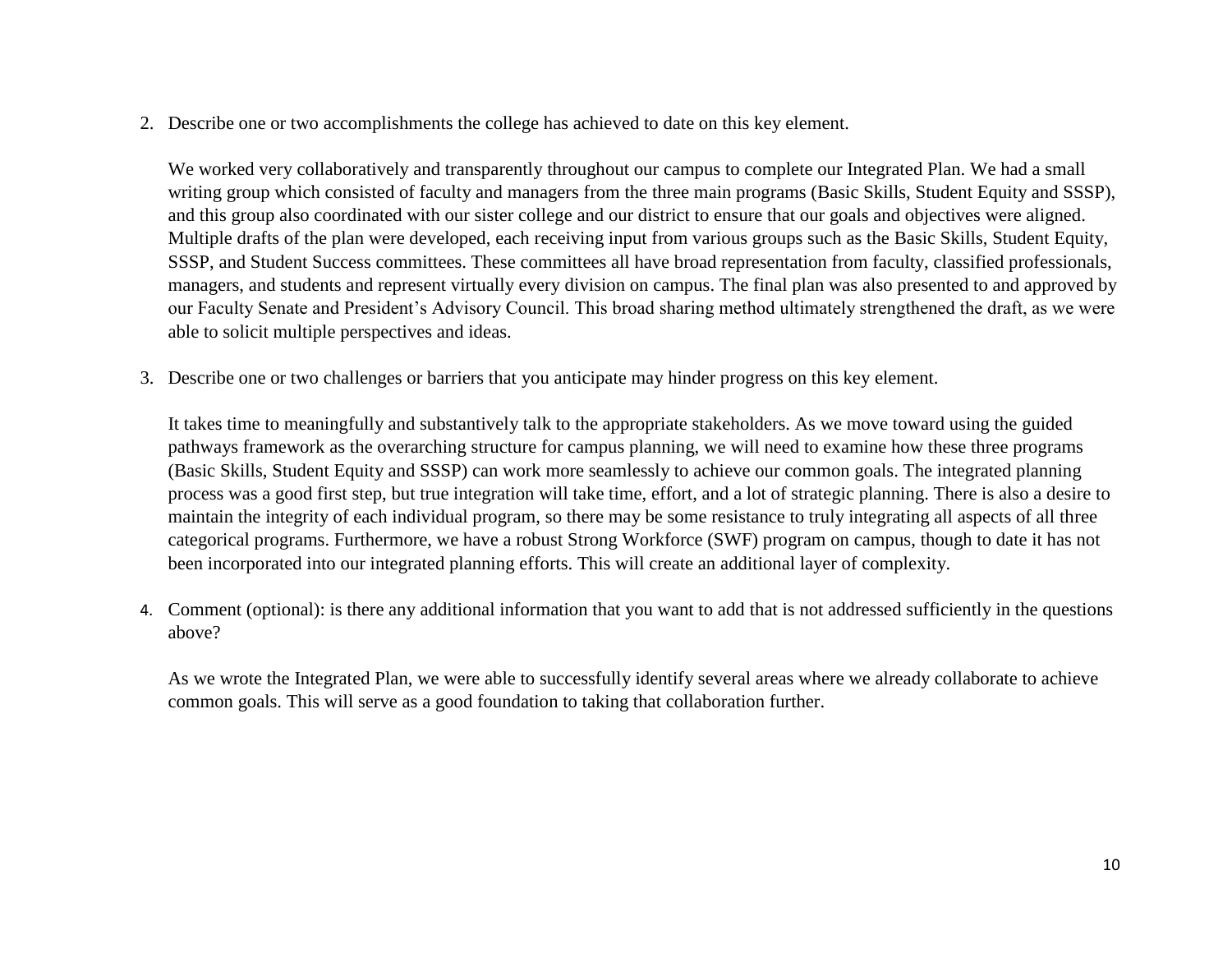2. Describe one or two accomplishments the college has achieved to date on this key element.

   We worked very collaboratively and transparently throughout our campus to complete our Integrated Plan. We had a small writing group which consisted of faculty and managers from the three main programs (Basic Skills, Student Equity and SSSP), and this group also coordinated with our sister college and our district to ensure that our goals and objectives were aligned. Multiple drafts of the plan were developed, each receiving input from various groups such as the Basic Skills, Student Equity, SSSP, and Student Success committees. These committees all have broad representation from faculty, classified professionals, managers, and students and represent virtually every division on campus. The final plan was also presented to and approved by our Faculty Senate and President's Advisory Council. This broad sharing method ultimately strengthened the draft, as we were able to solicit multiple perspectives and ideas.

3. Describe one or two challenges or barriers that you anticipate may hinder progress on this key element.

   It takes time to meaningfully and substantively talk to the appropriate stakeholders. As we move toward using the guided pathways framework as the overarching structure for campus planning, we will need to examine how these three programs (Basic Skills, Student Equity and SSSP) can work more seamlessly to achieve our common goals. The integrated planning process was a good first step, but true integration will take time, effort, and a lot of strategic planning. There is also a desire to maintain the integrity of each individual program, so there may be some resistance to truly integrating all aspects of all three categorical programs. Furthermore, we have a robust Strong Workforce (SWF) program on campus, though to date it has not been incorporated into our integrated planning efforts. This will create an additional layer of complexity.

4. Comment (optional): is there any additional information that you want to add that is not addressed sufficiently in the questions above?

   As we wrote the Integrated Plan, we were able to successfully identify several areas where we already collaborate to achieve common goals. This will serve as a good foundation to taking that collaboration further.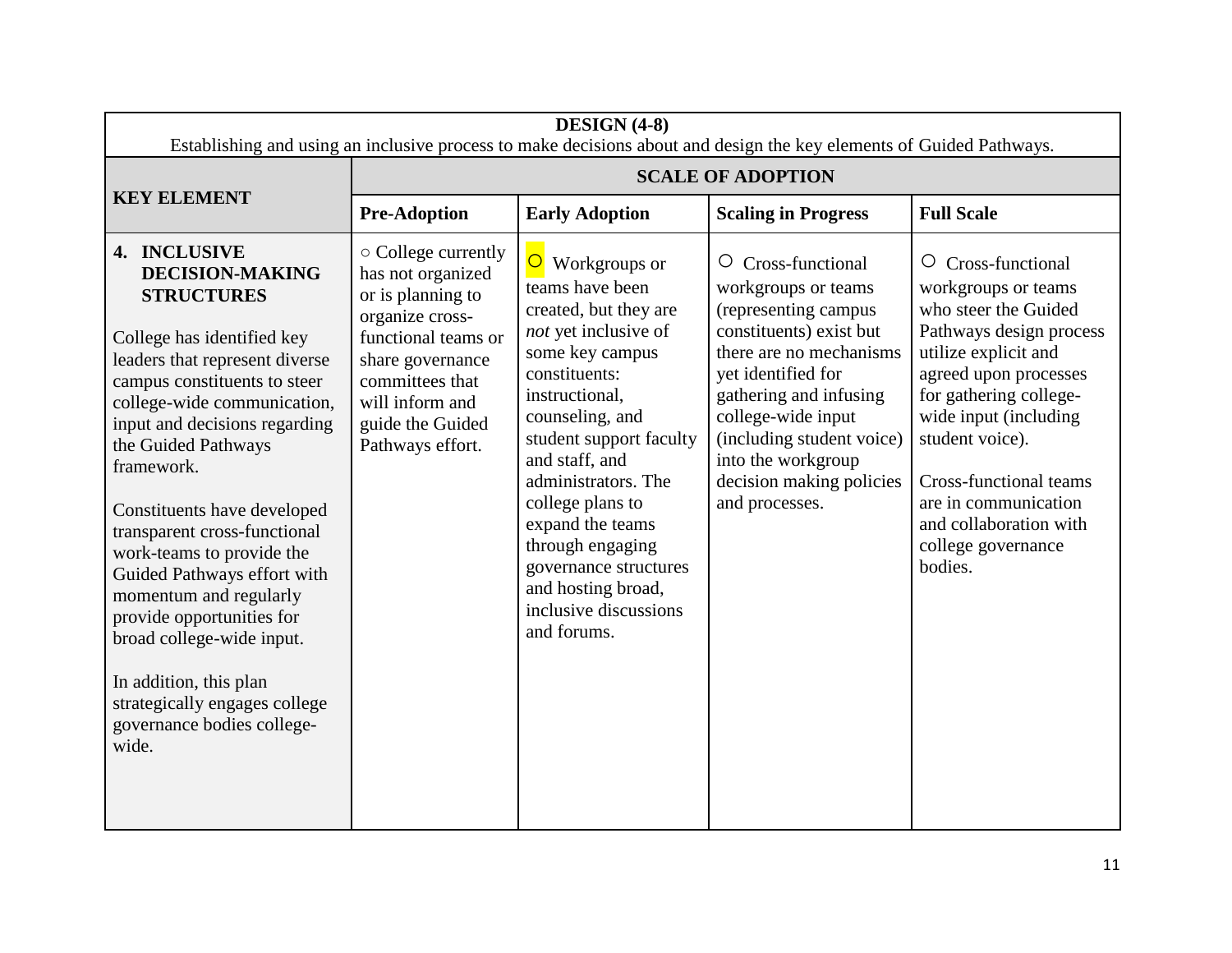| DESIGN (4-8)<br>Establishing and using an inclusive process to make decisions about and design the key elements of Guided Pathways. | | | | |
|---|---|---|---|---|
| **KEY ELEMENT** | **SCALE OF ADOPTION** | | | |
| | **Pre-Adoption** | **Early Adoption** | **Scaling in Progress** | **Full Scale** |
| **4. INCLUSIVE DECISION-MAKING STRUCTURES**<br><br>College has identified key leaders that represent diverse campus constituents to steer college-wide communication, input and decisions regarding the Guided Pathways framework.<br><br>Constituents have developed transparent cross-functional work-teams to provide the Guided Pathways effort with momentum and regularly provide opportunities for broad college-wide input.<br><br>In addition, this plan strategically engages college governance bodies college-wide. | ○ College currently has not organized or is planning to organize cross-functional teams or share governance committees that will inform and guide the Guided Pathways effort. | ○ Workgroups or teams have been created, but they are *not* yet inclusive of some key campus constituents: instructional, counseling, and student support faculty and staff, and administrators. The college plans to expand the teams through engaging governance structures and hosting broad, inclusive discussions and forums. | ○ Cross-functional workgroups or teams (representing campus constituents) exist but there are no mechanisms yet identified for gathering and infusing college-wide input (including student voice) into the workgroup decision making policies and processes. | ○ Cross-functional workgroups or teams who steer the Guided Pathways design process utilize explicit and agreed upon processes for gathering college-wide input (including student voice).<br><br>Cross-functional teams are in communication and collaboration with college governance bodies. |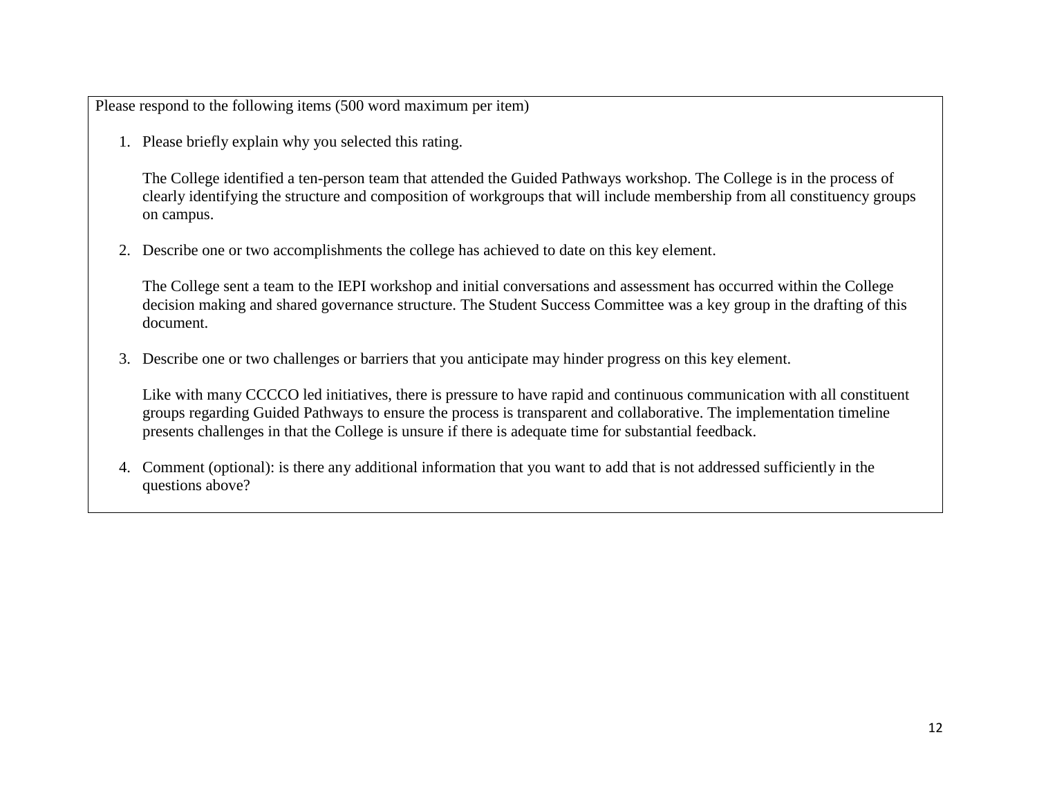Please respond to the following items (500 word maximum per item)

1. Please briefly explain why you selected this rating.

   The College identified a ten-person team that attended the Guided Pathways workshop. The College is in the process of clearly identifying the structure and composition of workgroups that will include membership from all constituency groups on campus.

2. Describe one or two accomplishments the college has achieved to date on this key element.

   The College sent a team to the IEPI workshop and initial conversations and assessment has occurred within the College decision making and shared governance structure. The Student Success Committee was a key group in the drafting of this document.

3. Describe one or two challenges or barriers that you anticipate may hinder progress on this key element.

   Like with many CCCCO led initiatives, there is pressure to have rapid and continuous communication with all constituent groups regarding Guided Pathways to ensure the process is transparent and collaborative. The implementation timeline presents challenges in that the College is unsure if there is adequate time for substantial feedback.

4. Comment (optional): is there any additional information that you want to add that is not addressed sufficiently in the questions above?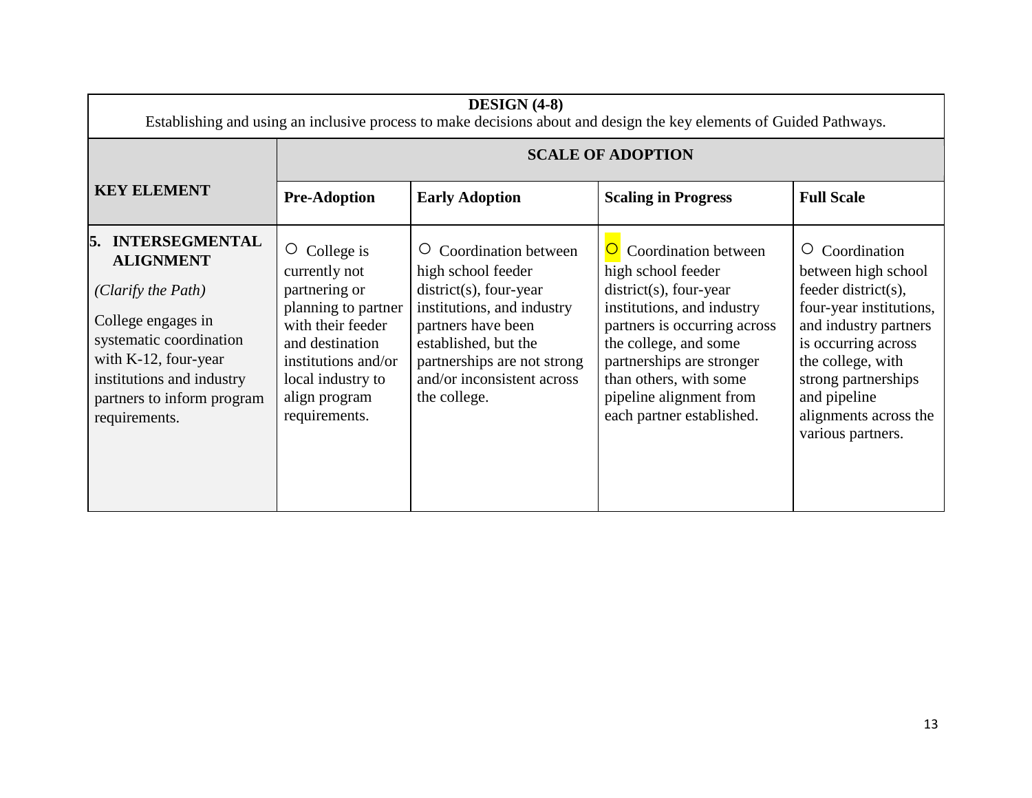| DESIGN (4-8)<br>Establishing and using an inclusive process to make decisions about and design the key elements of Guided Pathways. | | | | |
|---|---|---|---|---|
| **KEY ELEMENT** | **SCALE OF ADOPTION** | | | |
| | **Pre-Adoption** | **Early Adoption** | **Scaling in Progress** | **Full Scale** |
| **5. INTERSEGMENTAL ALIGNMENT**<br>*(Clarify the Path)*<br>College engages in systematic coordination with K-12, four-year institutions and industry partners to inform program requirements. | ○ College is currently not partnering or planning to partner with their feeder and destination institutions and/or local industry to align program requirements. | ○ Coordination between high school feeder district(s), four-year institutions, and industry partners have been established, but the partnerships are not strong and/or inconsistent across the college. | ○ Coordination between high school feeder district(s), four-year institutions, and industry partners is occurring across the college, and some partnerships are stronger than others, with some pipeline alignment from each partner established. | ○ Coordination between high school feeder district(s), four-year institutions, and industry partners is occurring across the college, with strong partnerships and pipeline alignments across the various partners. |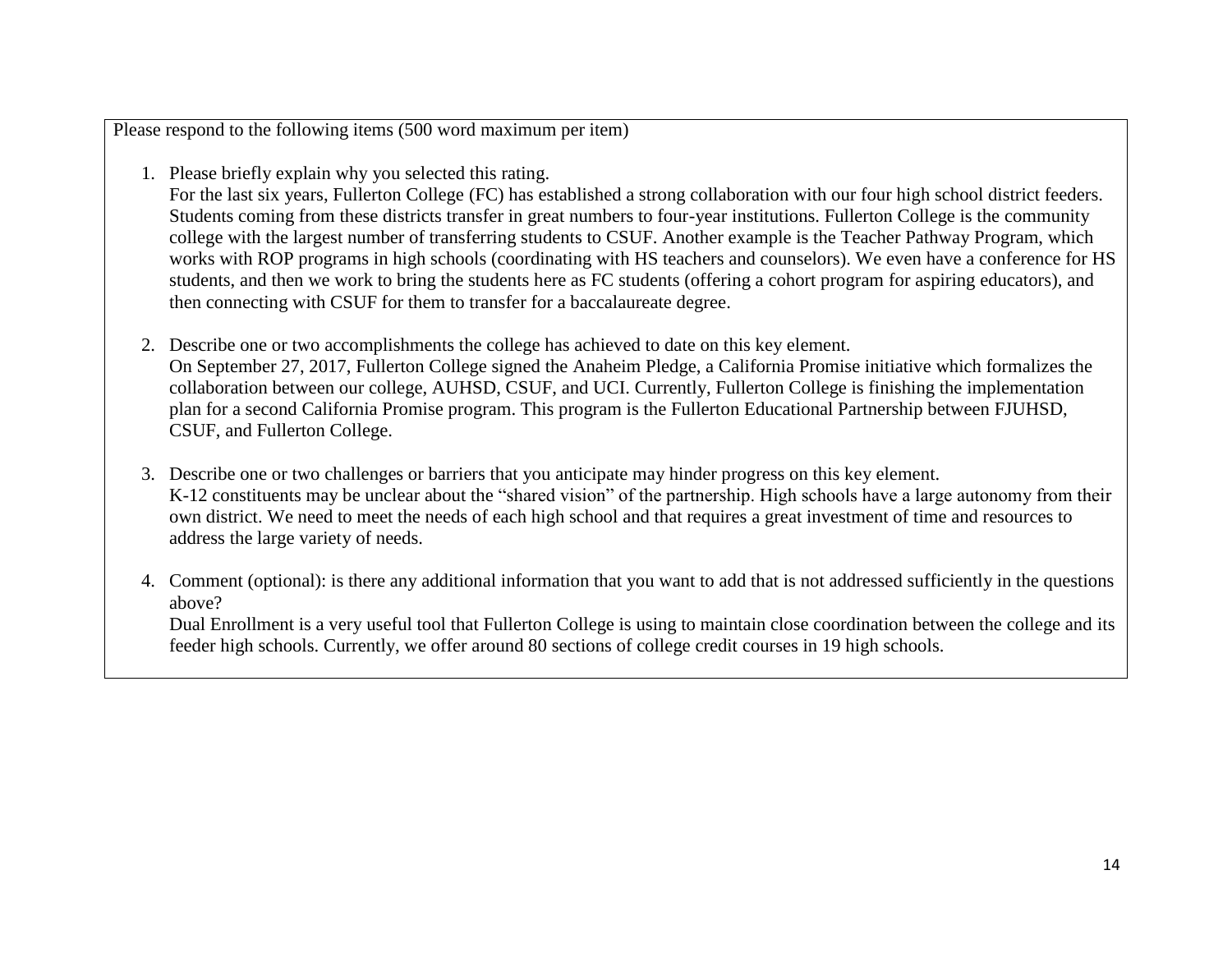Please respond to the following items (500 word maximum per item)

1. Please briefly explain why you selected this rating.
   For the last six years, Fullerton College (FC) has established a strong collaboration with our four high school district feeders. Students coming from these districts transfer in great numbers to four-year institutions. Fullerton College is the community college with the largest number of transferring students to CSUF. Another example is the Teacher Pathway Program, which works with ROP programs in high schools (coordinating with HS teachers and counselors). We even have a conference for HS students, and then we work to bring the students here as FC students (offering a cohort program for aspiring educators), and then connecting with CSUF for them to transfer for a baccalaureate degree.

2. Describe one or two accomplishments the college has achieved to date on this key element.
   On September 27, 2017, Fullerton College signed the Anaheim Pledge, a California Promise initiative which formalizes the collaboration between our college, AUHSD, CSUF, and UCI. Currently, Fullerton College is finishing the implementation plan for a second California Promise program. This program is the Fullerton Educational Partnership between FJUHSD, CSUF, and Fullerton College.

3. Describe one or two challenges or barriers that you anticipate may hinder progress on this key element.
   K-12 constituents may be unclear about the "shared vision" of the partnership. High schools have a large autonomy from their own district. We need to meet the needs of each high school and that requires a great investment of time and resources to address the large variety of needs.

4. Comment (optional): is there any additional information that you want to add that is not addressed sufficiently in the questions above?
   Dual Enrollment is a very useful tool that Fullerton College is using to maintain close coordination between the college and its feeder high schools. Currently, we offer around 80 sections of college credit courses in 19 high schools.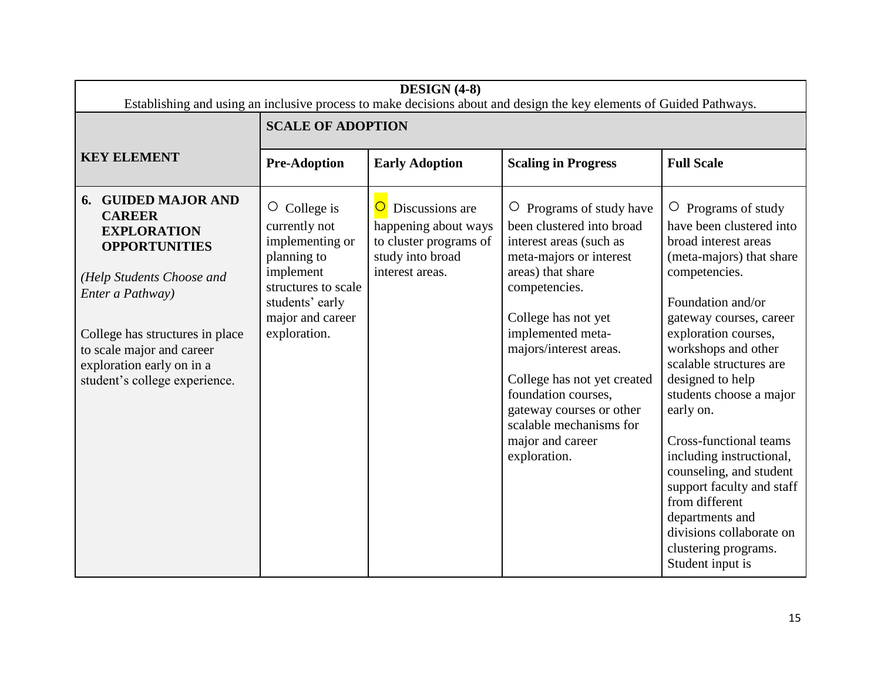| **DESIGN (4-8)**<br>Establishing and using an inclusive process to make decisions about and design the key elements of Guided Pathways. | | | | |
|---|---|---|---|---|
| **KEY ELEMENT** | **SCALE OF ADOPTION** | | | |
| | **Pre-Adoption** | **Early Adoption** | **Scaling in Progress** | **Full Scale** |
| **6. GUIDED MAJOR AND CAREER EXPLORATION OPPORTUNITIES**<br><br>*(Help Students Choose and Enter a Pathway)*<br><br>College has structures in place to scale major and career exploration early on in a student's college experience. | ○ College is currently not implementing or planning to implement structures to scale students' early major and career exploration. | ○ Discussions are happening about ways to cluster programs of study into broad interest areas. | ○ Programs of study have been clustered into broad interest areas (such as meta-majors or interest areas) that share competencies.<br><br>College has not yet implemented meta-majors/interest areas.<br><br>College has not yet created foundation courses, gateway courses or other scalable mechanisms for major and career exploration. | ○ Programs of study have been clustered into broad interest areas (meta-majors) that share competencies.<br><br>Foundation and/or gateway courses, career exploration courses, workshops and other scalable structures are designed to help students choose a major early on.<br><br>Cross-functional teams including instructional, counseling, and student support faculty and staff from different departments and divisions collaborate on clustering programs. Student input is |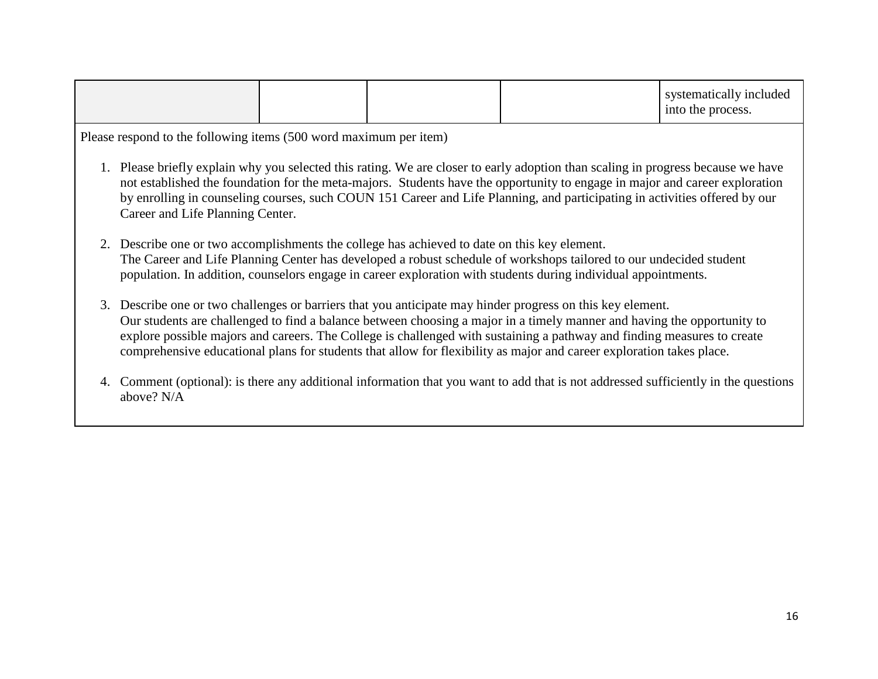| | | | | |
|---|---|---|---|---|
| | | | | systematically included into the process. |

Please respond to the following items (500 word maximum per item)

1. Please briefly explain why you selected this rating. We are closer to early adoption than scaling in progress because we have not established the foundation for the meta-majors. Students have the opportunity to engage in major and career exploration by enrolling in counseling courses, such COUN 151 Career and Life Planning, and participating in activities offered by our Career and Life Planning Center.

2. Describe one or two accomplishments the college has achieved to date on this key element.
   The Career and Life Planning Center has developed a robust schedule of workshops tailored to our undecided student population. In addition, counselors engage in career exploration with students during individual appointments.

3. Describe one or two challenges or barriers that you anticipate may hinder progress on this key element.
   Our students are challenged to find a balance between choosing a major in a timely manner and having the opportunity to explore possible majors and careers. The College is challenged with sustaining a pathway and finding measures to create comprehensive educational plans for students that allow for flexibility as major and career exploration takes place.

4. Comment (optional): is there any additional information that you want to add that is not addressed sufficiently in the questions above? N/A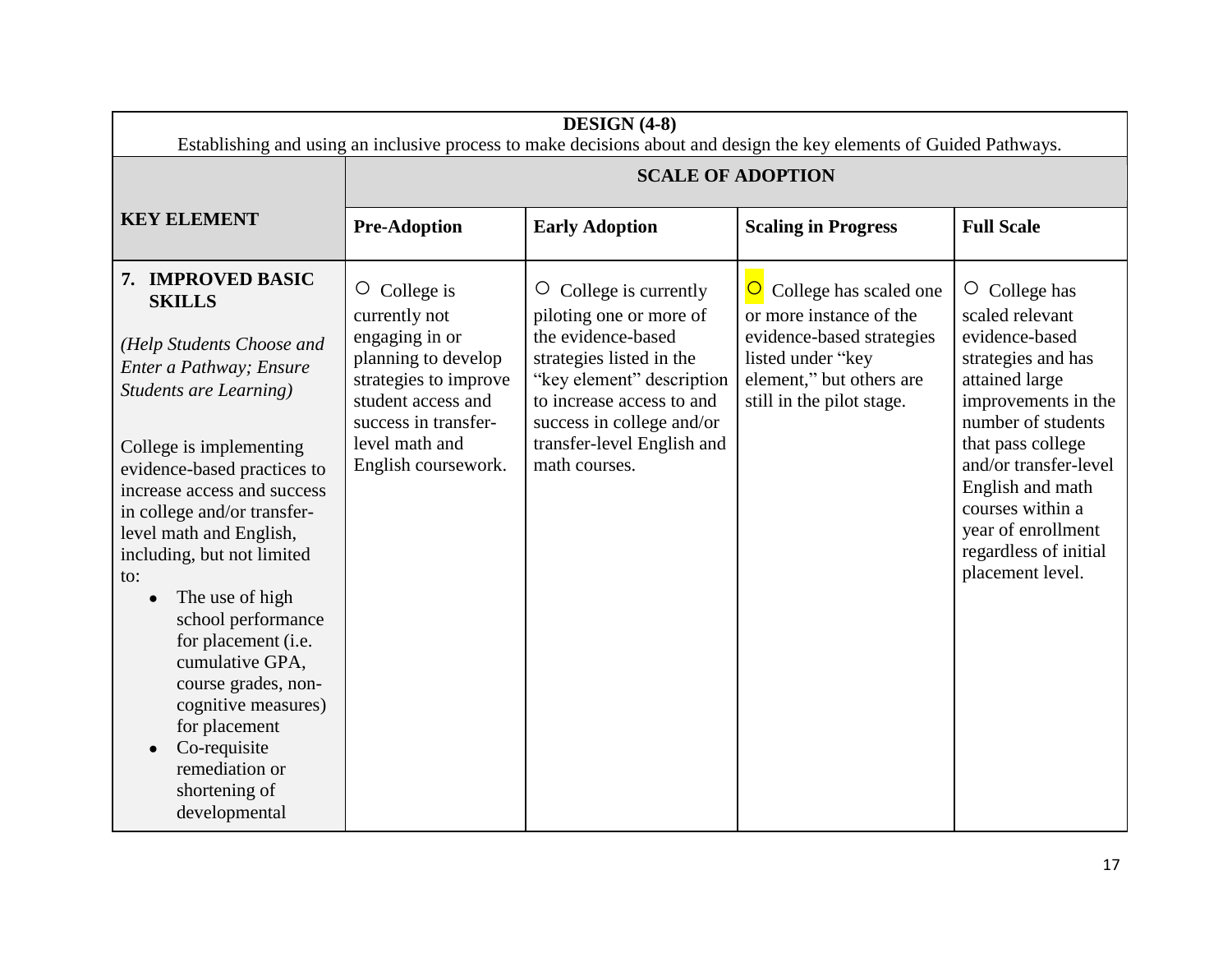| **DESIGN (4-8)**<br>Establishing and using an inclusive process to make decisions about and design the key elements of Guided Pathways. | | | | |
|---|---|---|---|---|
| **KEY ELEMENT** | **SCALE OF ADOPTION** | | | |
| | **Pre-Adoption** | **Early Adoption** | **Scaling in Progress** | **Full Scale** |
| **7. IMPROVED BASIC SKILLS**<br><br>*(Help Students Choose and Enter a Pathway; Ensure Students are Learning)*<br><br>College is implementing evidence-based practices to increase access and success in college and/or transfer-level math and English, including, but not limited to:<br>• The use of high school performance for placement (i.e. cumulative GPA, course grades, non-cognitive measures) for placement<br>• Co-requisite remediation or shortening of developmental | ○ College is currently not engaging in or planning to develop strategies to improve student access and success in transfer-level math and English coursework. | ○ College is currently piloting one or more of the evidence-based strategies listed in the "key element" description to increase access to and success in college and/or transfer-level English and math courses. | ○ College has scaled one or more instance of the evidence-based strategies listed under "key element," but others are still in the pilot stage. | ○ College has scaled relevant evidence-based strategies and has attained large improvements in the number of students that pass college and/or transfer-level English and math courses within a year of enrollment regardless of initial placement level. |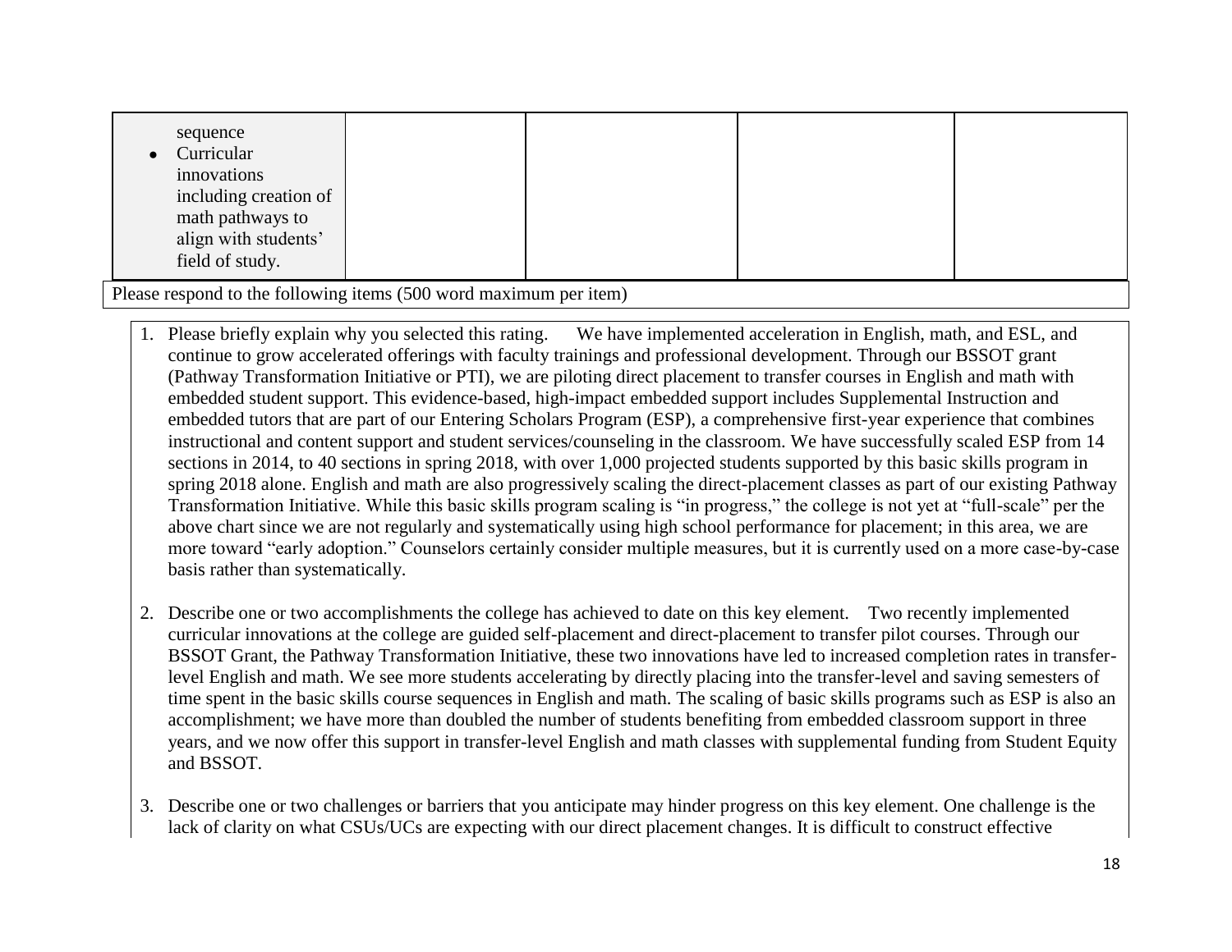| | | | | |
|---|---|---|---|---|
| sequence<br>• Curricular innovations including creation of math pathways to align with students' field of study. | | | | |

Please respond to the following items (500 word maximum per item)

1. Please briefly explain why you selected this rating. We have implemented acceleration in English, math, and ESL, and continue to grow accelerated offerings with faculty trainings and professional development. Through our BSSOT grant (Pathway Transformation Initiative or PTI), we are piloting direct placement to transfer courses in English and math with embedded student support. This evidence-based, high-impact embedded support includes Supplemental Instruction and embedded tutors that are part of our Entering Scholars Program (ESP), a comprehensive first-year experience that combines instructional and content support and student services/counseling in the classroom. We have successfully scaled ESP from 14 sections in 2014, to 40 sections in spring 2018, with over 1,000 projected students supported by this basic skills program in spring 2018 alone. English and math are also progressively scaling the direct-placement classes as part of our existing Pathway Transformation Initiative. While this basic skills program scaling is "in progress," the college is not yet at "full-scale" per the above chart since we are not regularly and systematically using high school performance for placement; in this area, we are more toward "early adoption." Counselors certainly consider multiple measures, but it is currently used on a more case-by-case basis rather than systematically.

2. Describe one or two accomplishments the college has achieved to date on this key element. Two recently implemented curricular innovations at the college are guided self-placement and direct-placement to transfer pilot courses. Through our BSSOT Grant, the Pathway Transformation Initiative, these two innovations have led to increased completion rates in transfer-level English and math. We see more students accelerating by directly placing into the transfer-level and saving semesters of time spent in the basic skills course sequences in English and math. The scaling of basic skills programs such as ESP is also an accomplishment; we have more than doubled the number of students benefiting from embedded classroom support in three years, and we now offer this support in transfer-level English and math classes with supplemental funding from Student Equity and BSSOT.

3. Describe one or two challenges or barriers that you anticipate may hinder progress on this key element. One challenge is the lack of clarity on what CSUs/UCs are expecting with our direct placement changes. It is difficult to construct effective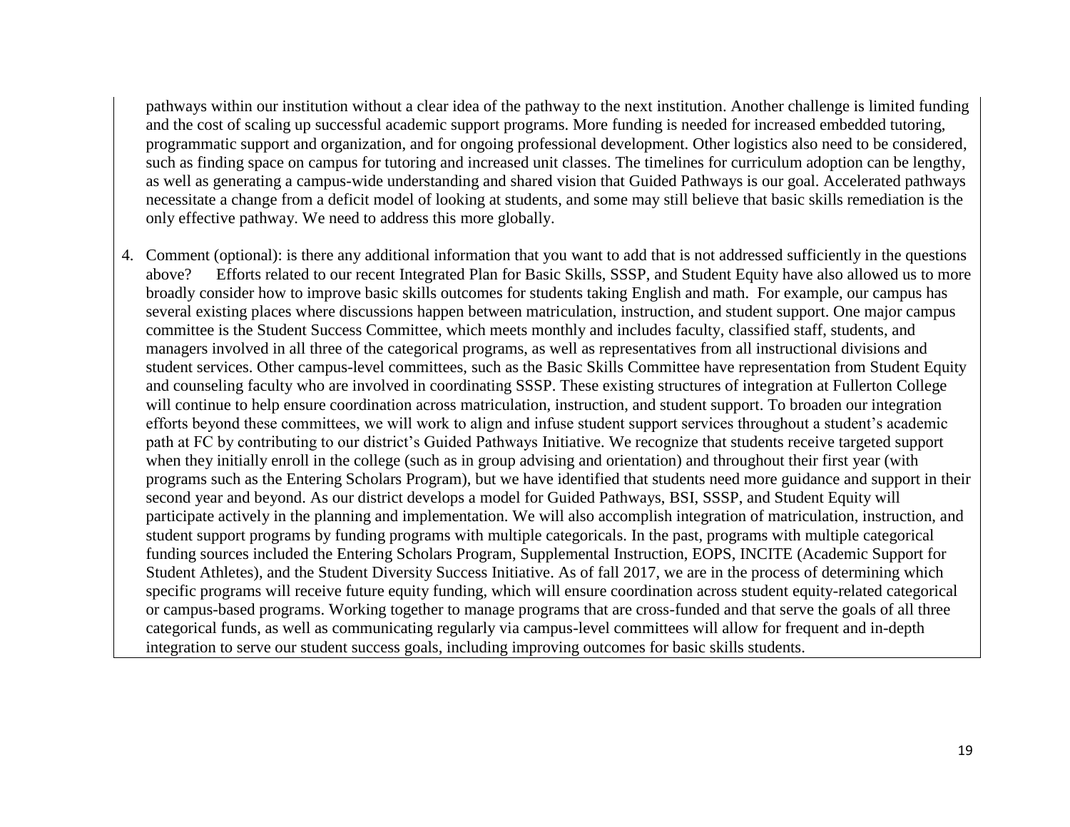pathways within our institution without a clear idea of the pathway to the next institution. Another challenge is limited funding and the cost of scaling up successful academic support programs. More funding is needed for increased embedded tutoring, programmatic support and organization, and for ongoing professional development. Other logistics also need to be considered, such as finding space on campus for tutoring and increased unit classes. The timelines for curriculum adoption can be lengthy, as well as generating a campus-wide understanding and shared vision that Guided Pathways is our goal. Accelerated pathways necessitate a change from a deficit model of looking at students, and some may still believe that basic skills remediation is the only effective pathway. We need to address this more globally.

4. Comment (optional): is there any additional information that you want to add that is not addressed sufficiently in the questions above? Efforts related to our recent Integrated Plan for Basic Skills, SSSP, and Student Equity have also allowed us to more broadly consider how to improve basic skills outcomes for students taking English and math. For example, our campus has several existing places where discussions happen between matriculation, instruction, and student support. One major campus committee is the Student Success Committee, which meets monthly and includes faculty, classified staff, students, and managers involved in all three of the categorical programs, as well as representatives from all instructional divisions and student services. Other campus-level committees, such as the Basic Skills Committee have representation from Student Equity and counseling faculty who are involved in coordinating SSSP. These existing structures of integration at Fullerton College will continue to help ensure coordination across matriculation, instruction, and student support. To broaden our integration efforts beyond these committees, we will work to align and infuse student support services throughout a student's academic path at FC by contributing to our district's Guided Pathways Initiative. We recognize that students receive targeted support when they initially enroll in the college (such as in group advising and orientation) and throughout their first year (with programs such as the Entering Scholars Program), but we have identified that students need more guidance and support in their second year and beyond. As our district develops a model for Guided Pathways, BSI, SSSP, and Student Equity will participate actively in the planning and implementation. We will also accomplish integration of matriculation, instruction, and student support programs by funding programs with multiple categoricals. In the past, programs with multiple categorical funding sources included the Entering Scholars Program, Supplemental Instruction, EOPS, INCITE (Academic Support for Student Athletes), and the Student Diversity Success Initiative. As of fall 2017, we are in the process of determining which specific programs will receive future equity funding, which will ensure coordination across student equity-related categorical or campus-based programs. Working together to manage programs that are cross-funded and that serve the goals of all three categorical funds, as well as communicating regularly via campus-level committees will allow for frequent and in-depth integration to serve our student success goals, including improving outcomes for basic skills students.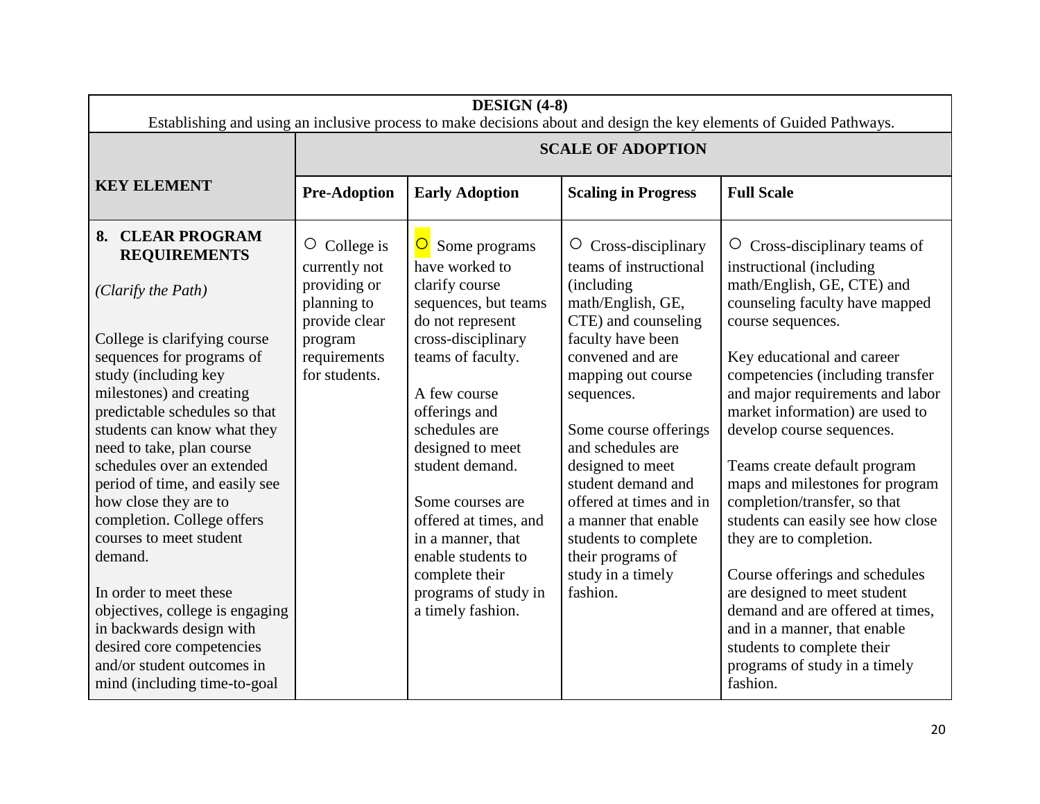| **DESIGN (4-8)**<br>Establishing and using an inclusive process to make decisions about and design the key elements of Guided Pathways. | | | | |
|---|---|---|---|---|
| **KEY ELEMENT** | **SCALE OF ADOPTION** | | | |
| | **Pre-Adoption** | **Early Adoption** | **Scaling in Progress** | **Full Scale** |
| **8. CLEAR PROGRAM REQUIREMENTS**<br><br>*(Clarify the Path)*<br><br>College is clarifying course sequences for programs of study (including key milestones) and creating predictable schedules so that students can know what they need to take, plan course schedules over an extended period of time, and easily see how close they are to completion. College offers courses to meet student demand.<br><br>In order to meet these objectives, college is engaging in backwards design with desired core competencies and/or student outcomes in mind (including time-to-goal | ○ College is currently not providing or planning to provide clear program requirements for students. | ○ Some programs have worked to clarify course sequences, but teams do not represent cross-disciplinary teams of faculty.<br><br>A few course offerings and schedules are designed to meet student demand.<br><br>Some courses are offered at times, and in a manner, that enable students to complete their programs of study in a timely fashion. | ○ Cross-disciplinary teams of instructional (including math/English, GE, CTE) and counseling faculty have been convened and are mapping out course sequences.<br><br>Some course offerings and schedules are designed to meet student demand and offered at times and in a manner that enable students to complete their programs of study in a timely fashion. | ○ Cross-disciplinary teams of instructional (including math/English, GE, CTE) and counseling faculty have mapped course sequences.<br><br>Key educational and career competencies (including transfer and major requirements and labor market information) are used to develop course sequences.<br><br>Teams create default program maps and milestones for program completion/transfer, so that students can easily see how close they are to completion.<br><br>Course offerings and schedules are designed to meet student demand and are offered at times, and in a manner, that enable students to complete their programs of study in a timely fashion. |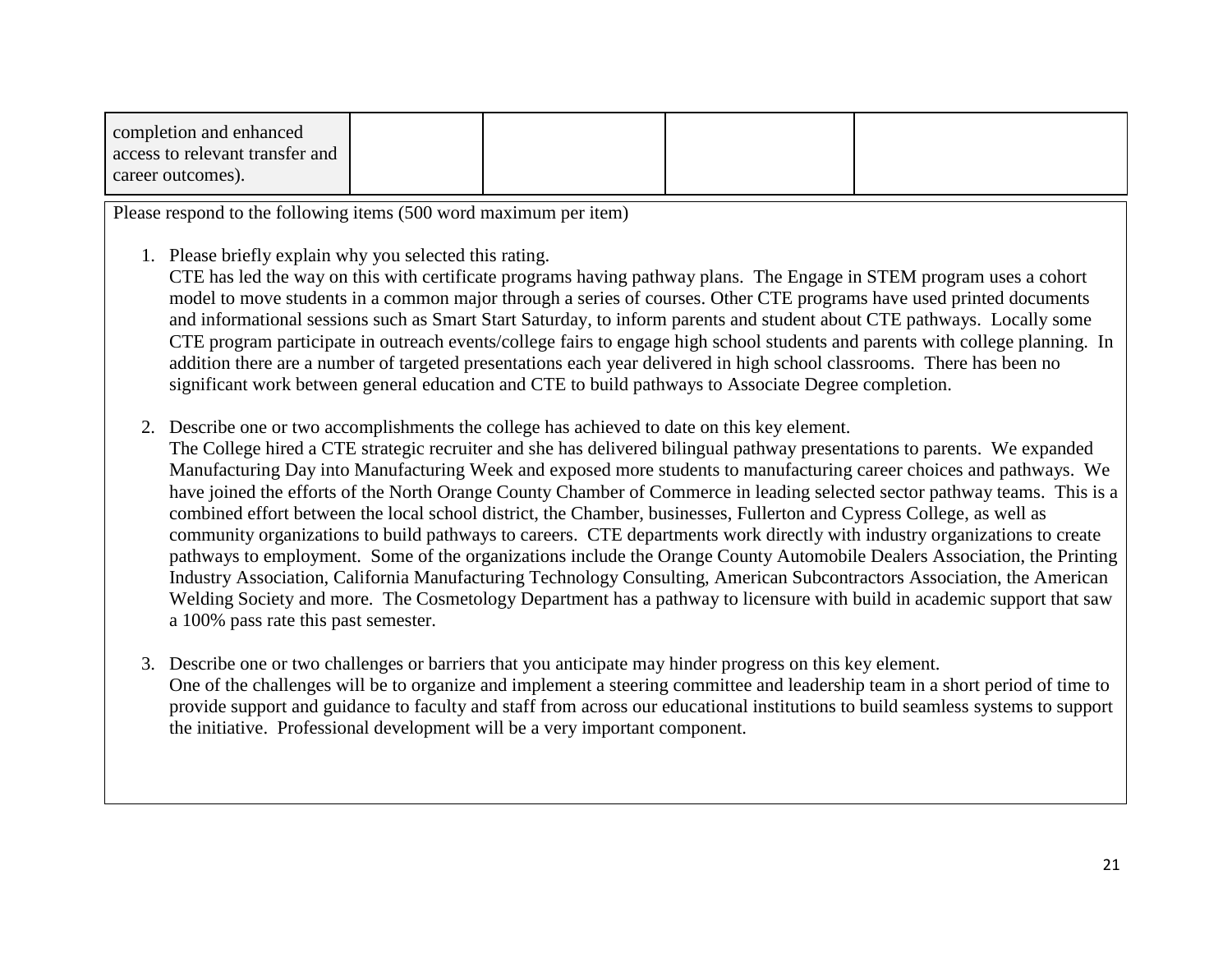| completion and enhanced access to relevant transfer and career outcomes). | | | | |
|---|---|---|---|---|

Please respond to the following items (500 word maximum per item)

1. Please briefly explain why you selected this rating.
   CTE has led the way on this with certificate programs having pathway plans. The Engage in STEM program uses a cohort model to move students in a common major through a series of courses. Other CTE programs have used printed documents and informational sessions such as Smart Start Saturday, to inform parents and student about CTE pathways. Locally some CTE program participate in outreach events/college fairs to engage high school students and parents with college planning. In addition there are a number of targeted presentations each year delivered in high school classrooms. There has been no significant work between general education and CTE to build pathways to Associate Degree completion.

2. Describe one or two accomplishments the college has achieved to date on this key element.
   The College hired a CTE strategic recruiter and she has delivered bilingual pathway presentations to parents. We expanded Manufacturing Day into Manufacturing Week and exposed more students to manufacturing career choices and pathways. We have joined the efforts of the North Orange County Chamber of Commerce in leading selected sector pathway teams. This is a combined effort between the local school district, the Chamber, businesses, Fullerton and Cypress College, as well as community organizations to build pathways to careers. CTE departments work directly with industry organizations to create pathways to employment. Some of the organizations include the Orange County Automobile Dealers Association, the Printing Industry Association, California Manufacturing Technology Consulting, American Subcontractors Association, the American Welding Society and more. The Cosmetology Department has a pathway to licensure with build in academic support that saw a 100% pass rate this past semester.

3. Describe one or two challenges or barriers that you anticipate may hinder progress on this key element.
   One of the challenges will be to organize and implement a steering committee and leadership team in a short period of time to provide support and guidance to faculty and staff from across our educational institutions to build seamless systems to support the initiative. Professional development will be a very important component.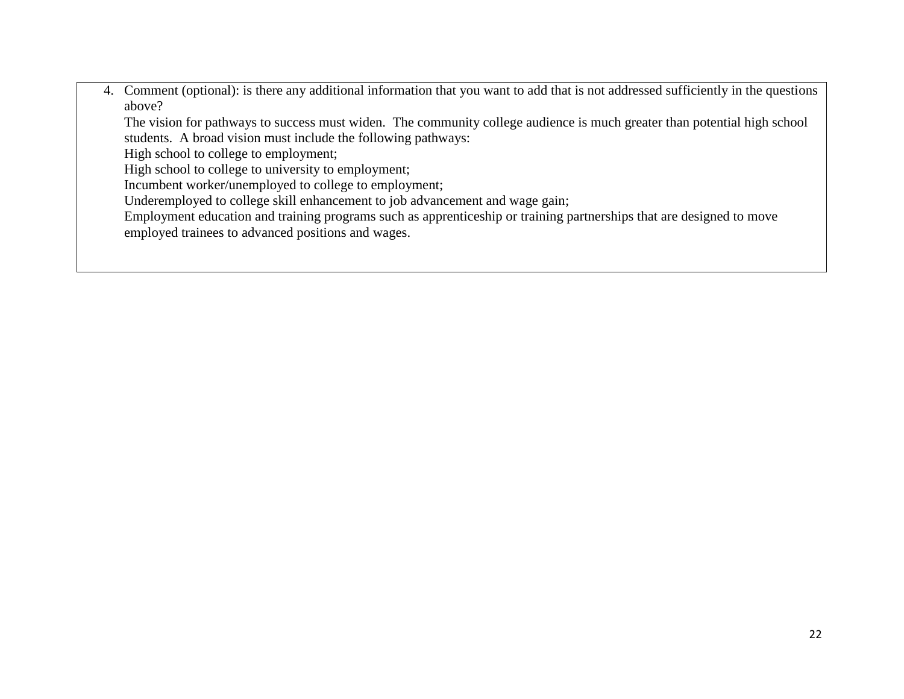4. Comment (optional): is there any additional information that you want to add that is not addressed sufficiently in the questions above?

   The vision for pathways to success must widen. The community college audience is much greater than potential high school students. A broad vision must include the following pathways:

   High school to college to employment;

   High school to college to university to employment;

   Incumbent worker/unemployed to college to employment;

   Underemployed to college skill enhancement to job advancement and wage gain;

   Employment education and training programs such as apprenticeship or training partnerships that are designed to move employed trainees to advanced positions and wages.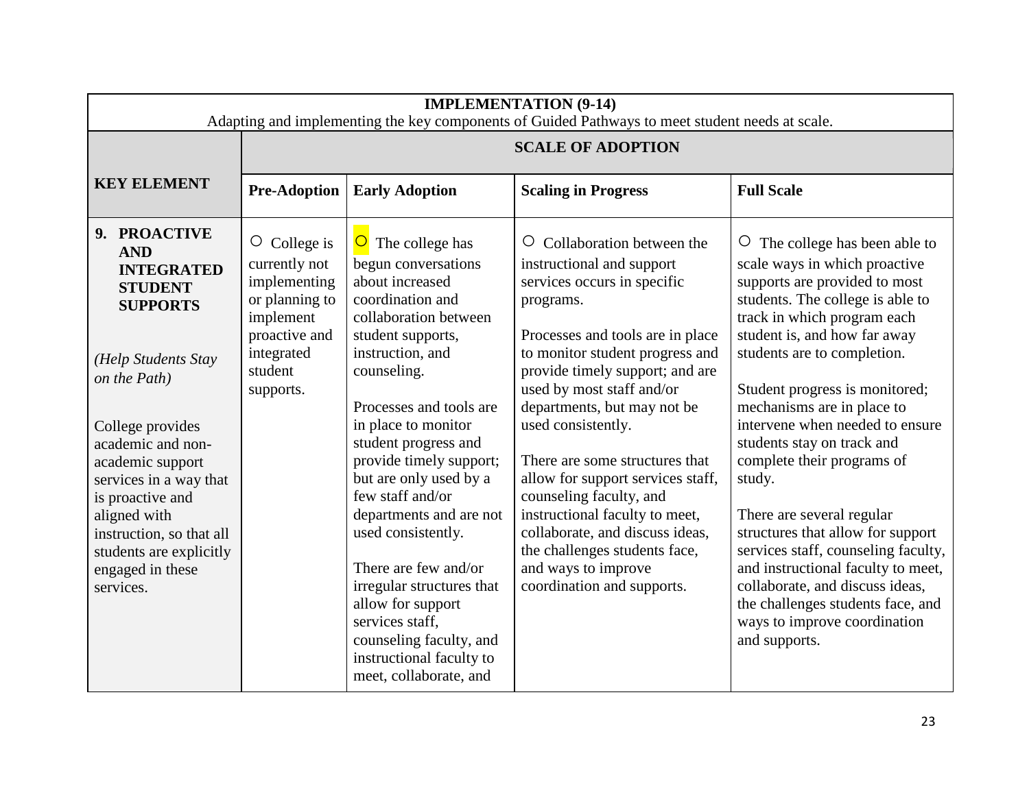| IMPLEMENTATION (9-14)<br>Adapting and implementing the key components of Guided Pathways to meet student needs at scale. | | | | |
|---|---|---|---|---|
| **KEY ELEMENT** | **SCALE OF ADOPTION** | | | |
| | **Pre-Adoption** | **Early Adoption** | **Scaling in Progress** | **Full Scale** |
| **9. PROACTIVE AND INTEGRATED STUDENT SUPPORTS**<br><br>*(Help Students Stay on the Path)*<br><br>College provides academic and non-academic support services in a way that is proactive and aligned with instruction, so that all students are explicitly engaged in these services. | ○ College is currently not implementing or planning to implement proactive and integrated student supports. | ○ The college has begun conversations about increased coordination and collaboration between student supports, instruction, and counseling.<br><br>Processes and tools are in place to monitor student progress and provide timely support; but are only used by a few staff and/or departments and are not used consistently.<br><br>There are few and/or irregular structures that allow for support services staff, counseling faculty, and instructional faculty to meet, collaborate, and | ○ Collaboration between the instructional and support services occurs in specific programs.<br><br>Processes and tools are in place to monitor student progress and provide timely support; and are used by most staff and/or departments, but may not be used consistently.<br><br>There are some structures that allow for support services staff, counseling faculty, and instructional faculty to meet, collaborate, and discuss ideas, the challenges students face, and ways to improve coordination and supports. | ○ The college has been able to scale ways in which proactive supports are provided to most students. The college is able to track in which program each student is, and how far away students are to completion.<br><br>Student progress is monitored; mechanisms are in place to intervene when needed to ensure students stay on track and complete their programs of study.<br><br>There are several regular structures that allow for support services staff, counseling faculty, and instructional faculty to meet, collaborate, and discuss ideas, the challenges students face, and ways to improve coordination and supports. |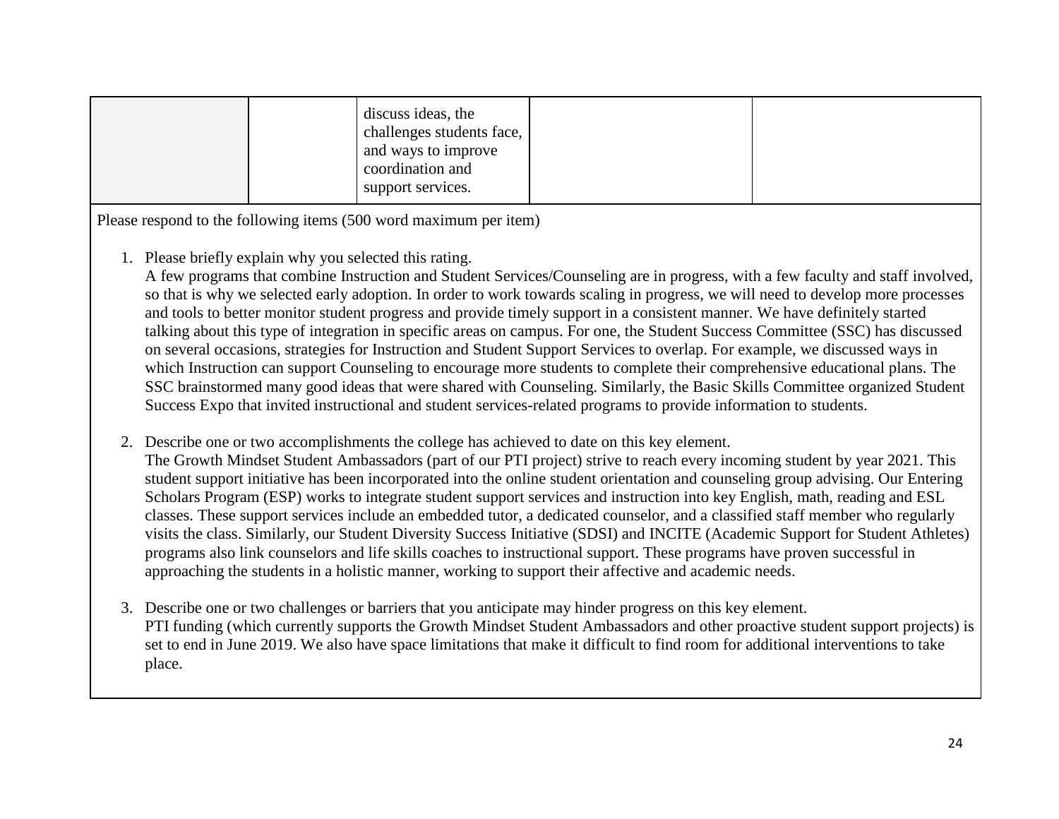| | | | | |
|---|---|---|---|---|
| | | discuss ideas, the challenges students face, and ways to improve coordination and support services. | | |

Please respond to the following items (500 word maximum per item)

1. Please briefly explain why you selected this rating.
   A few programs that combine Instruction and Student Services/Counseling are in progress, with a few faculty and staff involved, so that is why we selected early adoption. In order to work towards scaling in progress, we will need to develop more processes and tools to better monitor student progress and provide timely support in a consistent manner. We have definitely started talking about this type of integration in specific areas on campus. For one, the Student Success Committee (SSC) has discussed on several occasions, strategies for Instruction and Student Support Services to overlap. For example, we discussed ways in which Instruction can support Counseling to encourage more students to complete their comprehensive educational plans. The SSC brainstormed many good ideas that were shared with Counseling. Similarly, the Basic Skills Committee organized Student Success Expo that invited instructional and student services-related programs to provide information to students.

2. Describe one or two accomplishments the college has achieved to date on this key element.
   The Growth Mindset Student Ambassadors (part of our PTI project) strive to reach every incoming student by year 2021. This student support initiative has been incorporated into the online student orientation and counseling group advising. Our Entering Scholars Program (ESP) works to integrate student support services and instruction into key English, math, reading and ESL classes. These support services include an embedded tutor, a dedicated counselor, and a classified staff member who regularly visits the class. Similarly, our Student Diversity Success Initiative (SDSI) and INCITE (Academic Support for Student Athletes) programs also link counselors and life skills coaches to instructional support. These programs have proven successful in approaching the students in a holistic manner, working to support their affective and academic needs.

3. Describe one or two challenges or barriers that you anticipate may hinder progress on this key element.
   PTI funding (which currently supports the Growth Mindset Student Ambassadors and other proactive student support projects) is set to end in June 2019. We also have space limitations that make it difficult to find room for additional interventions to take place.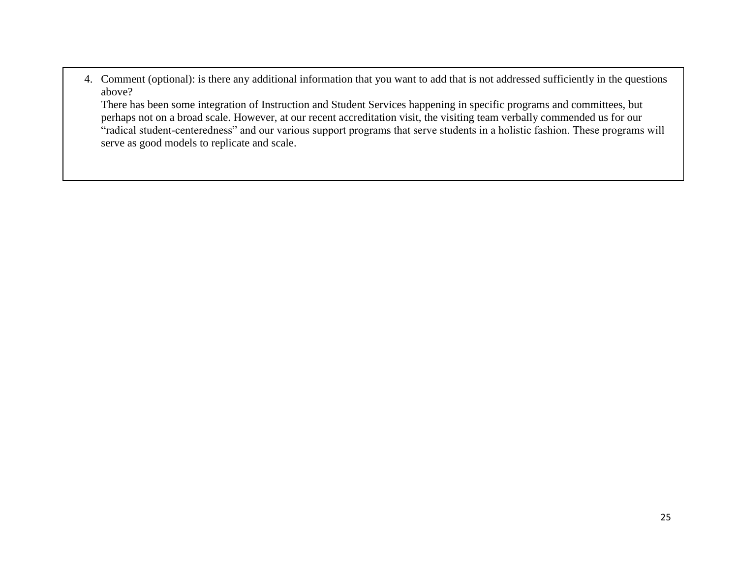4. Comment (optional): is there any additional information that you want to add that is not addressed sufficiently in the questions above?

   There has been some integration of Instruction and Student Services happening in specific programs and committees, but perhaps not on a broad scale. However, at our recent accreditation visit, the visiting team verbally commended us for our "radical student-centeredness" and our various support programs that serve students in a holistic fashion. These programs will serve as good models to replicate and scale.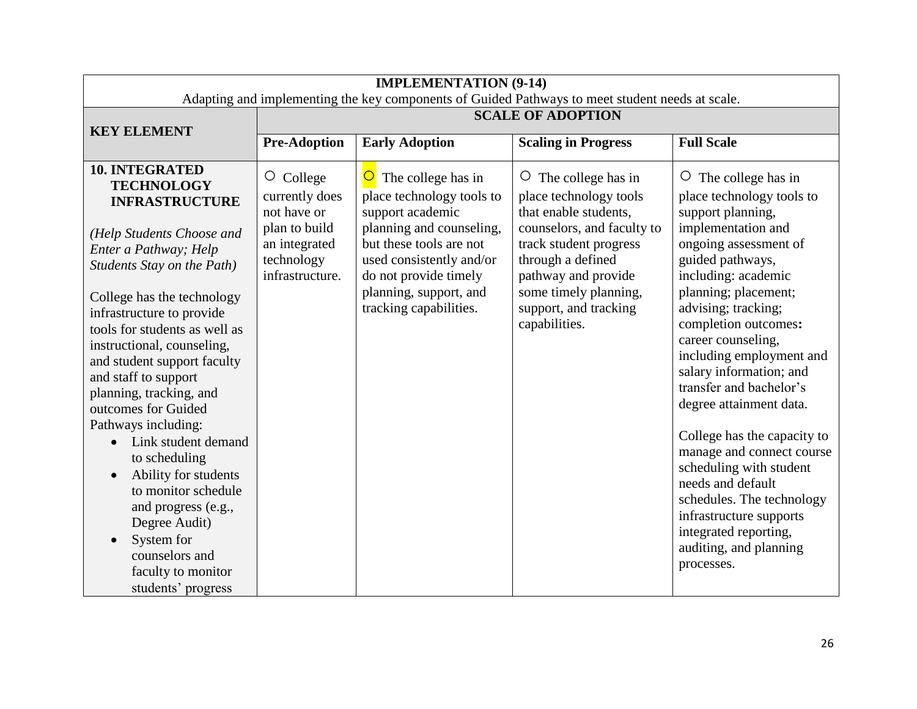| **IMPLEMENTATION (9-14)**<br>Adapting and implementing the key components of Guided Pathways to meet student needs at scale. | | | | |
|---|---|---|---|---|
| **KEY ELEMENT** | **SCALE OF ADOPTION** | | | |
| | **Pre-Adoption** | **Early Adoption** | **Scaling in Progress** | **Full Scale** |
| **10. INTEGRATED TECHNOLOGY INFRASTRUCTURE**<br><br>*(Help Students Choose and Enter a Pathway; Help Students Stay on the Path)*<br><br>College has the technology infrastructure to provide tools for students as well as instructional, counseling, and student support faculty and staff to support planning, tracking, and outcomes for Guided Pathways including:<br>• Link student demand to scheduling<br>• Ability for students to monitor schedule and progress (e.g., Degree Audit)<br>• System for counselors and faculty to monitor students' progress | ○ College currently does not have or plan to build an integrated technology infrastructure. | ○ The college has in place technology tools to support academic planning and counseling, but these tools are not used consistently and/or do not provide timely planning, support, and tracking capabilities. | ○ The college has in place technology tools that enable students, counselors, and faculty to track student progress through a defined pathway and provide some timely planning, support, and tracking capabilities. | ○ The college has in place technology tools to support planning, implementation and ongoing assessment of guided pathways, including: academic planning; placement; advising; tracking; completion outcomes**:** career counseling, including employment and salary information; and transfer and bachelor's degree attainment data.<br><br>College has the capacity to manage and connect course scheduling with student needs and default schedules. The technology infrastructure supports integrated reporting, auditing, and planning processes. |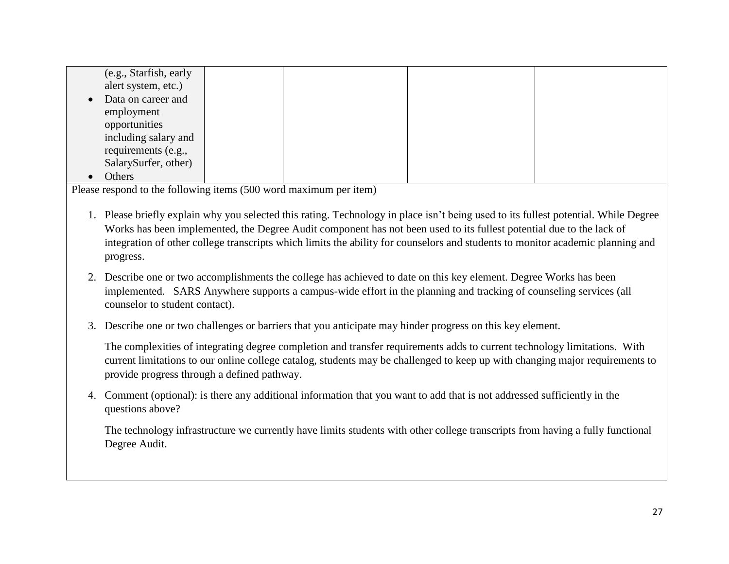| | | | | |
|---|---|---|---|---|
| (e.g., Starfish, early alert system, etc.)<br>• Data on career and employment opportunities including salary and requirements (e.g., SalarySurfer, other)<br>• Others | | | | |

Please respond to the following items (500 word maximum per item)

1. Please briefly explain why you selected this rating. Technology in place isn't being used to its fullest potential. While Degree Works has been implemented, the Degree Audit component has not been used to its fullest potential due to the lack of integration of other college transcripts which limits the ability for counselors and students to monitor academic planning and progress.

2. Describe one or two accomplishments the college has achieved to date on this key element. Degree Works has been implemented. SARS Anywhere supports a campus-wide effort in the planning and tracking of counseling services (all counselor to student contact).

3. Describe one or two challenges or barriers that you anticipate may hinder progress on this key element.

   The complexities of integrating degree completion and transfer requirements adds to current technology limitations. With current limitations to our online college catalog, students may be challenged to keep up with changing major requirements to provide progress through a defined pathway.

4. Comment (optional): is there any additional information that you want to add that is not addressed sufficiently in the questions above?

   The technology infrastructure we currently have limits students with other college transcripts from having a fully functional Degree Audit.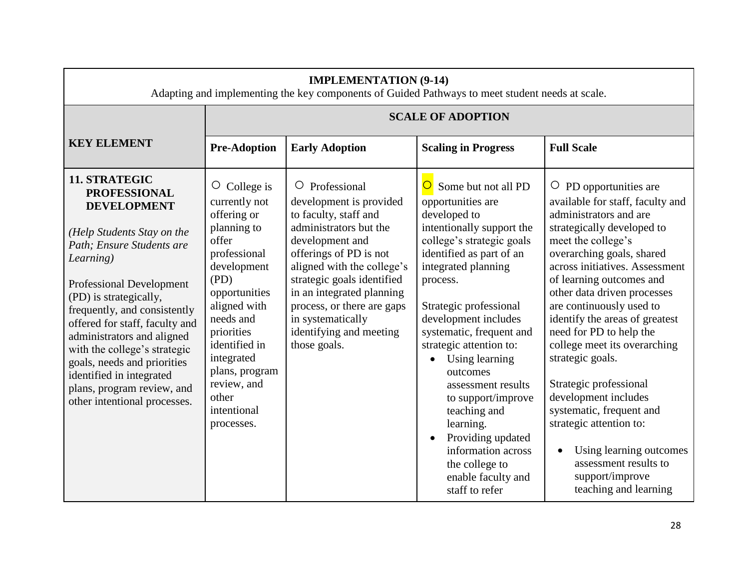| **IMPLEMENTATION (9-14)**<br>Adapting and implementing the key components of Guided Pathways to meet student needs at scale. | | | | |
|---|---|---|---|---|
| **KEY ELEMENT** | **SCALE OF ADOPTION** | | | |
| | **Pre-Adoption** | **Early Adoption** | **Scaling in Progress** | **Full Scale** |
| **11. STRATEGIC PROFESSIONAL DEVELOPMENT**<br><br>*(Help Students Stay on the Path; Ensure Students are Learning)*<br><br>Professional Development (PD) is strategically, frequently, and consistently offered for staff, faculty and administrators and aligned with the college's strategic goals, needs and priorities identified in integrated plans, program review, and other intentional processes. | ○ College is currently not offering or planning to offer professional development (PD) opportunities aligned with needs and priorities identified in integrated plans, program review, and other intentional processes. | ○ Professional development is provided to faculty, staff and administrators but the development and offerings of PD is not aligned with the college's strategic goals identified in an integrated planning process, or there are gaps in systematically identifying and meeting those goals. | ○ Some but not all PD opportunities are developed to intentionally support the college's strategic goals identified as part of an integrated planning process.<br><br>Strategic professional development includes systematic, frequent and strategic attention to:<br>• Using learning outcomes assessment results to support/improve teaching and learning.<br>• Providing updated information across the college to enable faculty and staff to refer | ○ PD opportunities are available for staff, faculty and administrators and are strategically developed to meet the college's overarching goals, shared across initiatives. Assessment of learning outcomes and other data driven processes are continuously used to identify the areas of greatest need for PD to help the college meet its overarching strategic goals.<br><br>Strategic professional development includes systematic, frequent and strategic attention to:<br>• Using learning outcomes assessment results to support/improve teaching and learning |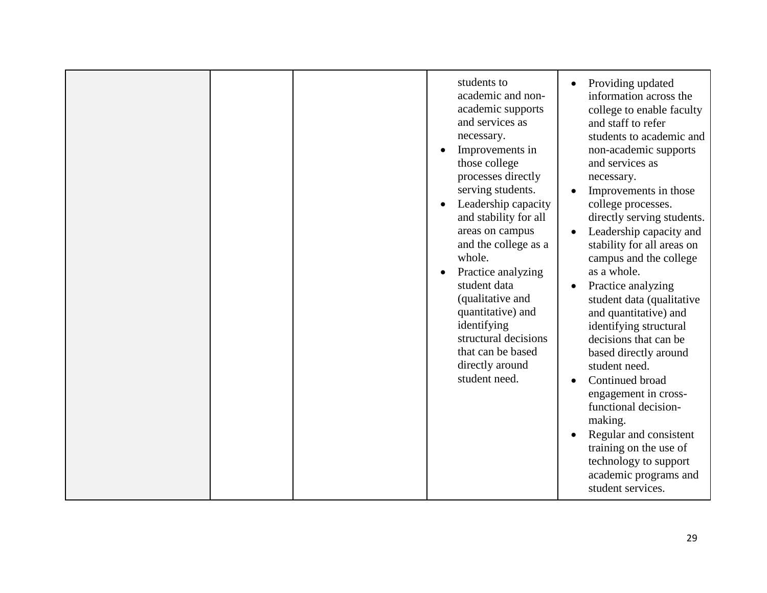|  |  |  | students to academic and non-academic supports and services as necessary.<br>• Improvements in those college processes directly serving students.<br>• Leadership capacity and stability for all areas on campus and the college as a whole.<br>• Practice analyzing student data (qualitative and quantitative) and identifying structural decisions that can be based directly around student need. | • Providing updated information across the college to enable faculty and staff to refer students to academic and non-academic supports and services as necessary.<br>• Improvements in those college processes. directly serving students.<br>• Leadership capacity and stability for all areas on campus and the college as a whole.<br>• Practice analyzing student data (qualitative and quantitative) and identifying structural decisions that can be based directly around student need.<br>• Continued broad engagement in cross-functional decision-making.<br>• Regular and consistent training on the use of technology to support academic programs and student services. |
|---|---|---|---|---|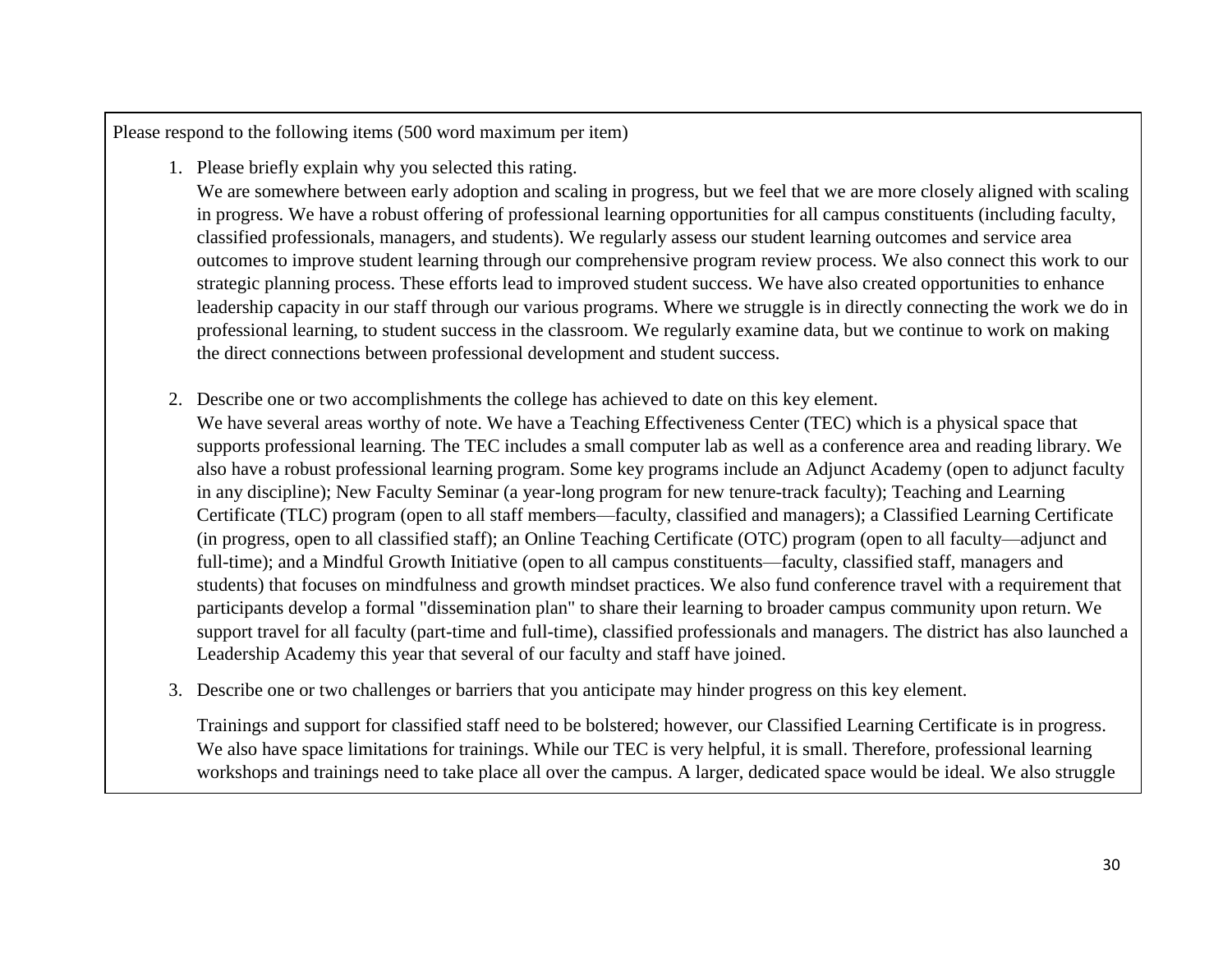Please respond to the following items (500 word maximum per item)

1. Please briefly explain why you selected this rating.
   We are somewhere between early adoption and scaling in progress, but we feel that we are more closely aligned with scaling in progress. We have a robust offering of professional learning opportunities for all campus constituents (including faculty, classified professionals, managers, and students). We regularly assess our student learning outcomes and service area outcomes to improve student learning through our comprehensive program review process. We also connect this work to our strategic planning process. These efforts lead to improved student success. We have also created opportunities to enhance leadership capacity in our staff through our various programs. Where we struggle is in directly connecting the work we do in professional learning, to student success in the classroom. We regularly examine data, but we continue to work on making the direct connections between professional development and student success.

2. Describe one or two accomplishments the college has achieved to date on this key element.
   We have several areas worthy of note. We have a Teaching Effectiveness Center (TEC) which is a physical space that supports professional learning. The TEC includes a small computer lab as well as a conference area and reading library. We also have a robust professional learning program. Some key programs include an Adjunct Academy (open to adjunct faculty in any discipline); New Faculty Seminar (a year-long program for new tenure-track faculty); Teaching and Learning Certificate (TLC) program (open to all staff members—faculty, classified and managers); a Classified Learning Certificate (in progress, open to all classified staff); an Online Teaching Certificate (OTC) program (open to all faculty—adjunct and full-time); and a Mindful Growth Initiative (open to all campus constituents—faculty, classified staff, managers and students) that focuses on mindfulness and growth mindset practices. We also fund conference travel with a requirement that participants develop a formal "dissemination plan" to share their learning to broader campus community upon return. We support travel for all faculty (part-time and full-time), classified professionals and managers. The district has also launched a Leadership Academy this year that several of our faculty and staff have joined.

3. Describe one or two challenges or barriers that you anticipate may hinder progress on this key element.

   Trainings and support for classified staff need to be bolstered; however, our Classified Learning Certificate is in progress. We also have space limitations for trainings. While our TEC is very helpful, it is small. Therefore, professional learning workshops and trainings need to take place all over the campus. A larger, dedicated space would be ideal. We also struggle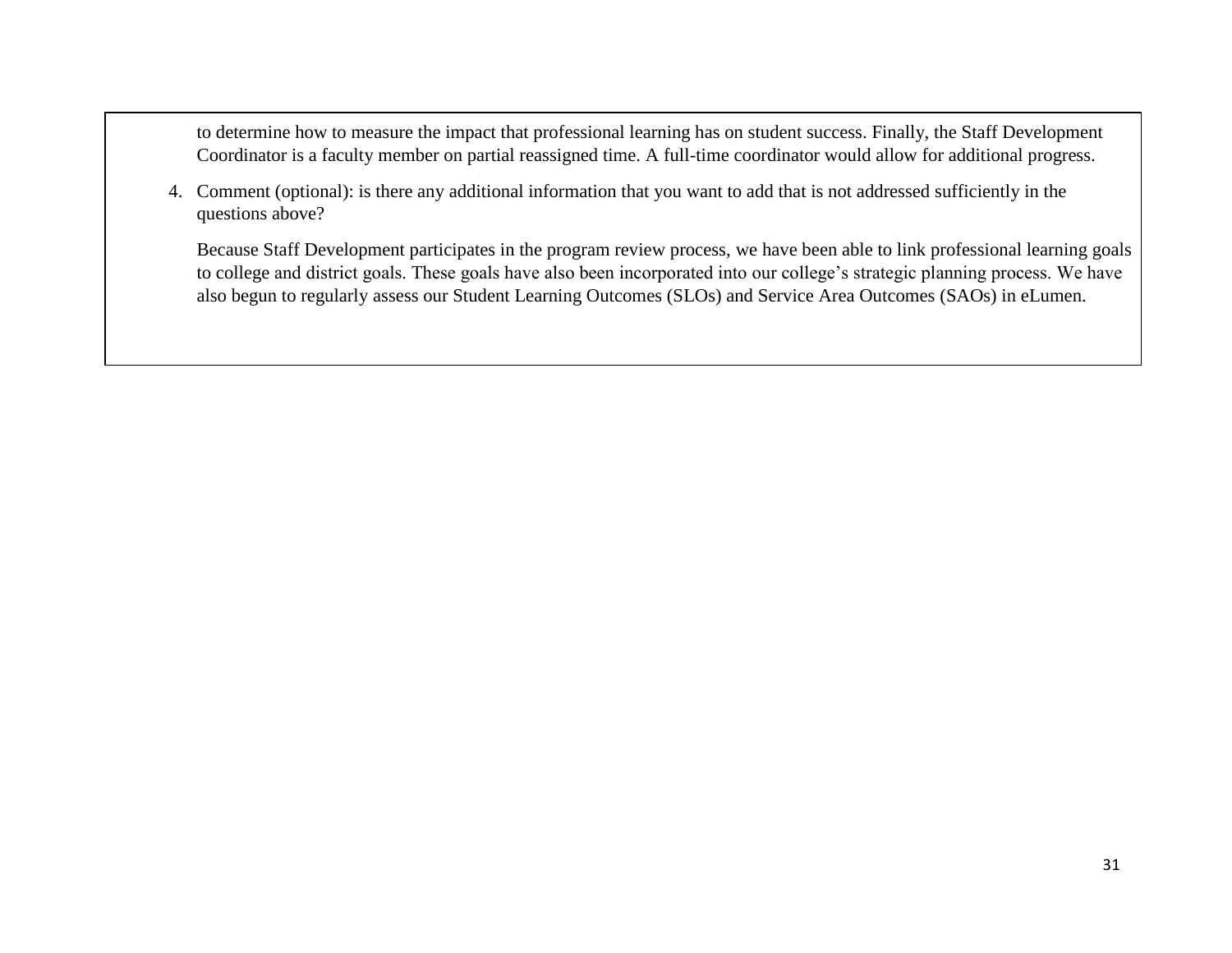to determine how to measure the impact that professional learning has on student success. Finally, the Staff Development Coordinator is a faculty member on partial reassigned time. A full-time coordinator would allow for additional progress.

4. Comment (optional): is there any additional information that you want to add that is not addressed sufficiently in the questions above?

   Because Staff Development participates in the program review process, we have been able to link professional learning goals to college and district goals. These goals have also been incorporated into our college's strategic planning process. We have also begun to regularly assess our Student Learning Outcomes (SLOs) and Service Area Outcomes (SAOs) in eLumen.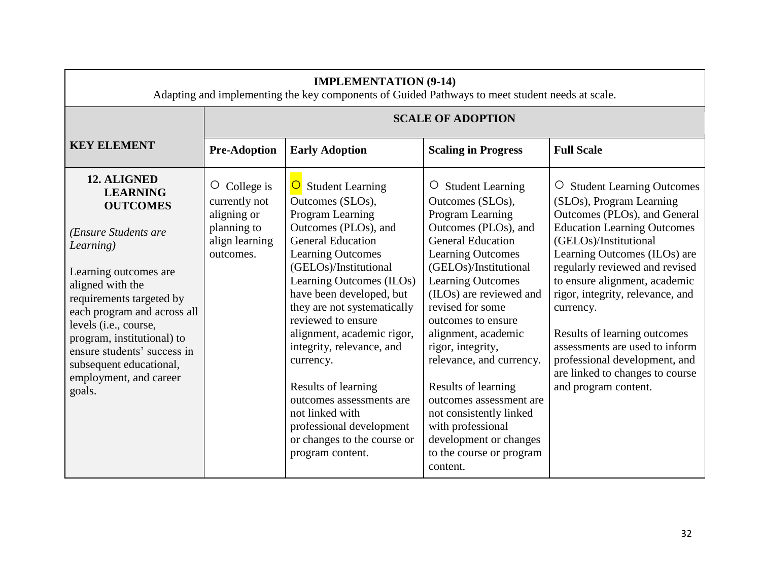| **IMPLEMENTATION (9-14)**<br>Adapting and implementing the key components of Guided Pathways to meet student needs at scale. | | | | |
|---|---|---|---|---|
| **KEY ELEMENT** | **SCALE OF ADOPTION** | | | |
| | **Pre-Adoption** | **Early Adoption** | **Scaling in Progress** | **Full Scale** |
| **12. ALIGNED LEARNING OUTCOMES**<br><br>*(Ensure Students are Learning)*<br><br>Learning outcomes are aligned with the requirements targeted by each program and across all levels (i.e., course, program, institutional) to ensure students' success in subsequent educational, employment, and career goals. | ○ College is currently not aligning or planning to align learning outcomes. | ○ Student Learning Outcomes (SLOs), Program Learning Outcomes (PLOs), and General Education Learning Outcomes (GELOs)/Institutional Learning Outcomes (ILOs) have been developed, but they are not systematically reviewed to ensure alignment, academic rigor, integrity, relevance, and currency.<br><br>Results of learning outcomes assessments are not linked with professional development or changes to the course or program content. | ○ Student Learning Outcomes (SLOs), Program Learning Outcomes (PLOs), and General Education Learning Outcomes (GELOs)/Institutional Learning Outcomes (ILOs) are reviewed and revised for some outcomes to ensure alignment, academic rigor, integrity, relevance, and currency.<br><br>Results of learning outcomes assessment are not consistently linked with professional development or changes to the course or program content. | ○ Student Learning Outcomes (SLOs), Program Learning Outcomes (PLOs), and General Education Learning Outcomes (GELOs)/Institutional Learning Outcomes (ILOs) are regularly reviewed and revised to ensure alignment, academic rigor, integrity, relevance, and currency.<br><br>Results of learning outcomes assessments are used to inform professional development, and are linked to changes to course and program content. |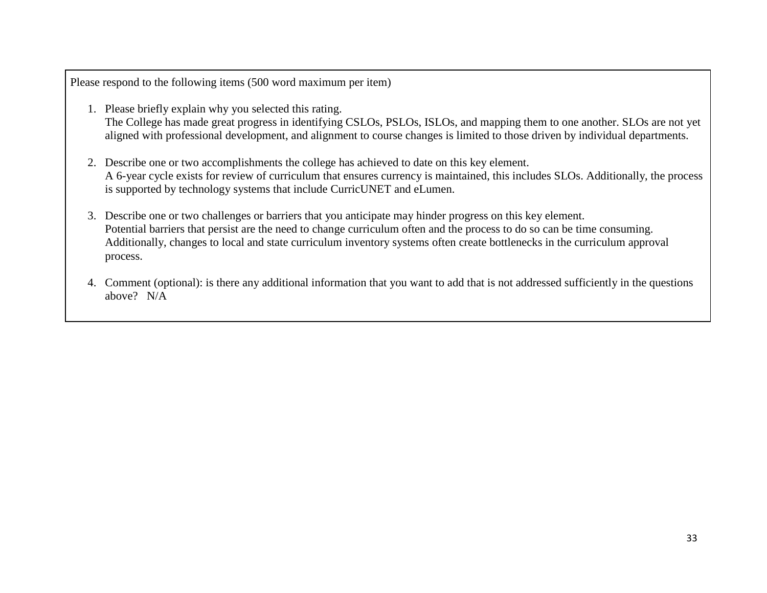Please respond to the following items (500 word maximum per item)

1. Please briefly explain why you selected this rating.
   The College has made great progress in identifying CSLOs, PSLOs, ISLOs, and mapping them to one another. SLOs are not yet aligned with professional development, and alignment to course changes is limited to those driven by individual departments.

2. Describe one or two accomplishments the college has achieved to date on this key element.
   A 6-year cycle exists for review of curriculum that ensures currency is maintained, this includes SLOs. Additionally, the process is supported by technology systems that include CurricUNET and eLumen.

3. Describe one or two challenges or barriers that you anticipate may hinder progress on this key element.
   Potential barriers that persist are the need to change curriculum often and the process to do so can be time consuming. Additionally, changes to local and state curriculum inventory systems often create bottlenecks in the curriculum approval process.

4. Comment (optional): is there any additional information that you want to add that is not addressed sufficiently in the questions above? N/A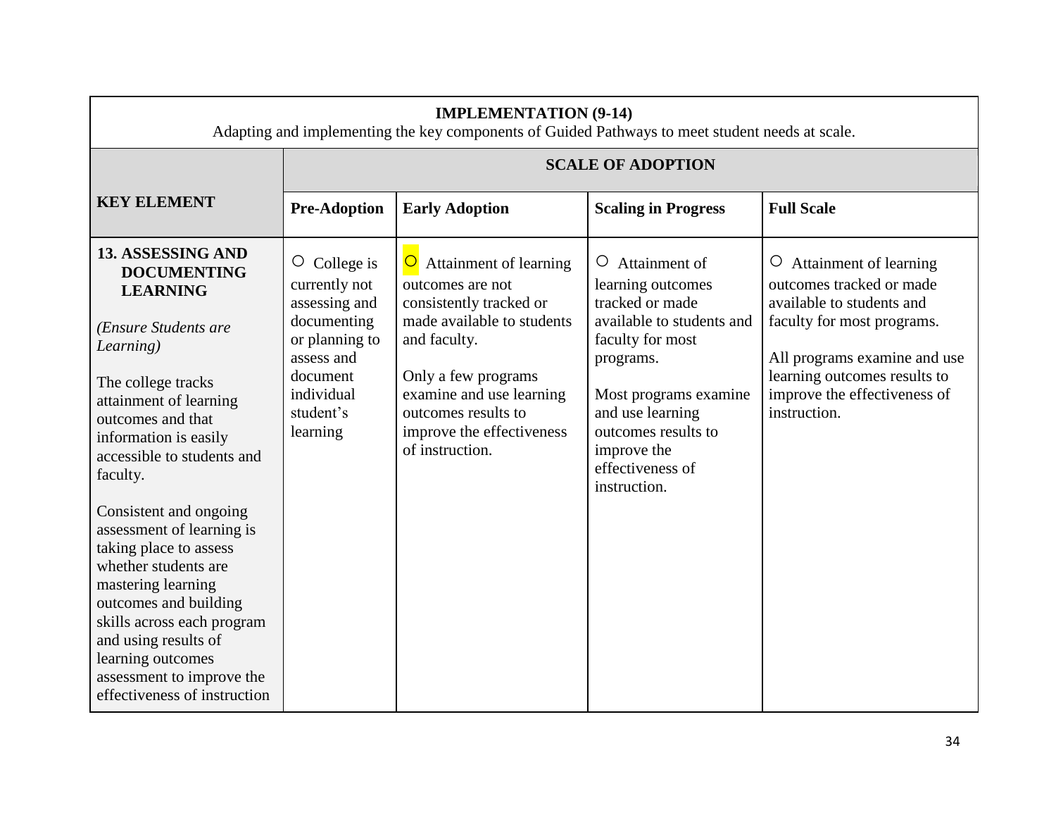| **IMPLEMENTATION (9-14)**<br>Adapting and implementing the key components of Guided Pathways to meet student needs at scale. | | | | |
|---|---|---|---|---|
| **KEY ELEMENT** | **SCALE OF ADOPTION** | | | |
| | **Pre-Adoption** | **Early Adoption** | **Scaling in Progress** | **Full Scale** |
| **13. ASSESSING AND DOCUMENTING LEARNING**<br><br>*(Ensure Students are Learning)*<br><br>The college tracks attainment of learning outcomes and that information is easily accessible to students and faculty.<br><br>Consistent and ongoing assessment of learning is taking place to assess whether students are mastering learning outcomes and building skills across each program and using results of learning outcomes assessment to improve the effectiveness of instruction | ○ College is currently not assessing and documenting or planning to assess and document individual student's learning | ○ Attainment of learning outcomes are not consistently tracked or made available to students and faculty.<br><br>Only a few programs examine and use learning outcomes results to improve the effectiveness of instruction. | ○ Attainment of learning outcomes tracked or made available to students and faculty for most programs.<br><br>Most programs examine and use learning outcomes results to improve the effectiveness of instruction. | ○ Attainment of learning outcomes tracked or made available to students and faculty for most programs.<br><br>All programs examine and use learning outcomes results to improve the effectiveness of instruction. |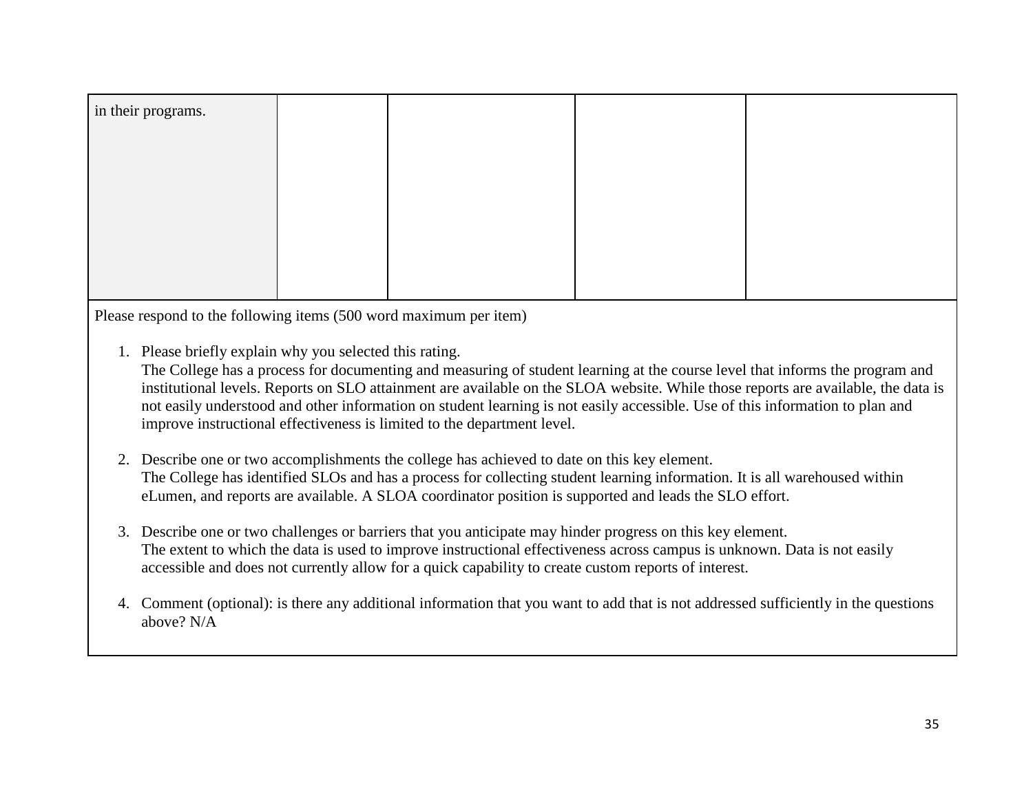| | | | | |
|---|---|---|---|---|
| in their programs. | | | | |

Please respond to the following items (500 word maximum per item)

1. Please briefly explain why you selected this rating.
   The College has a process for documenting and measuring of student learning at the course level that informs the program and institutional levels. Reports on SLO attainment are available on the SLOA website. While those reports are available, the data is not easily understood and other information on student learning is not easily accessible. Use of this information to plan and improve instructional effectiveness is limited to the department level.

2. Describe one or two accomplishments the college has achieved to date on this key element.
   The College has identified SLOs and has a process for collecting student learning information. It is all warehoused within eLumen, and reports are available. A SLOA coordinator position is supported and leads the SLO effort.

3. Describe one or two challenges or barriers that you anticipate may hinder progress on this key element.
   The extent to which the data is used to improve instructional effectiveness across campus is unknown. Data is not easily accessible and does not currently allow for a quick capability to create custom reports of interest.

4. Comment (optional): is there any additional information that you want to add that is not addressed sufficiently in the questions above? N/A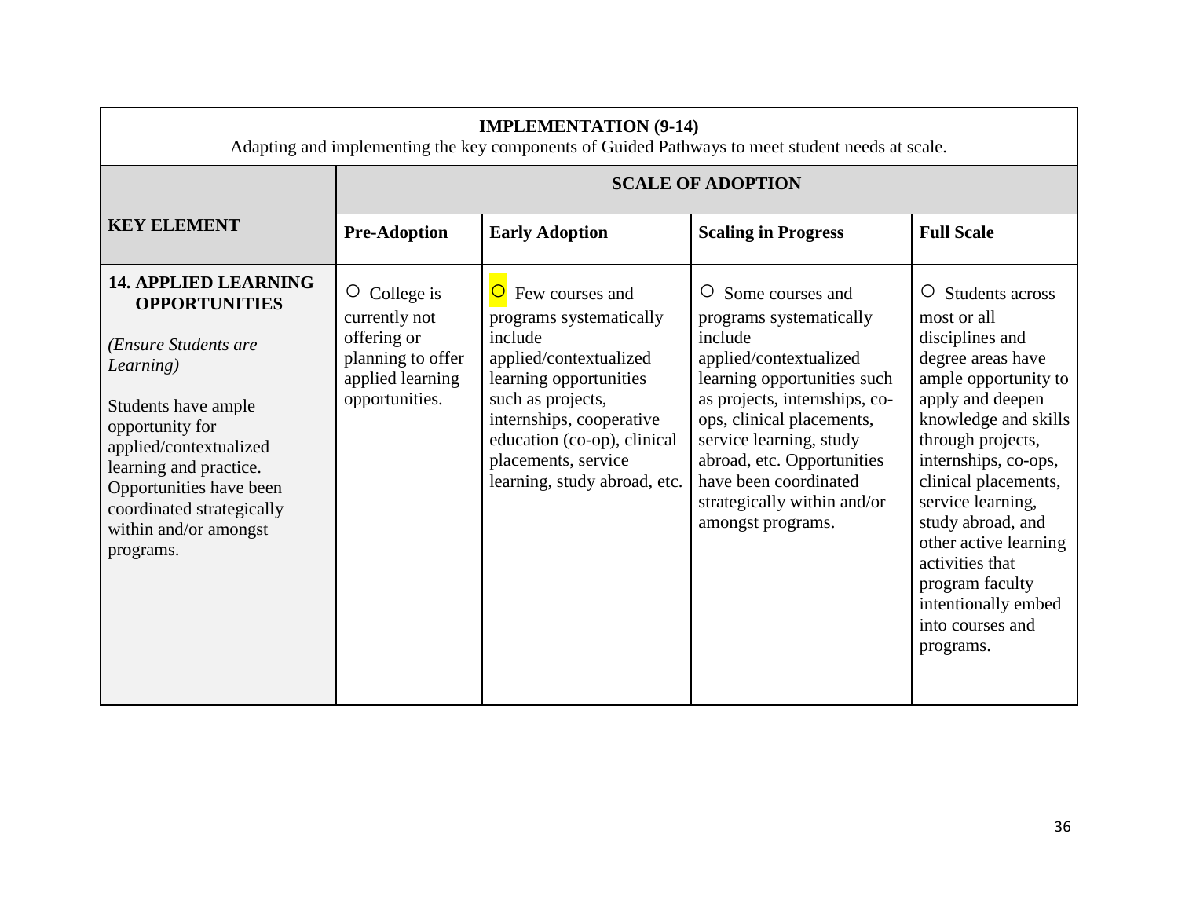| **IMPLEMENTATION (9-14)**<br>Adapting and implementing the key components of Guided Pathways to meet student needs at scale. | | | | |
|---|---|---|---|---|
| **KEY ELEMENT** | **SCALE OF ADOPTION** | | | |
| | **Pre-Adoption** | **Early Adoption** | **Scaling in Progress** | **Full Scale** |
| **14. APPLIED LEARNING OPPORTUNITIES**<br><br>*(Ensure Students are Learning)*<br><br>Students have ample opportunity for applied/contextualized learning and practice. Opportunities have been coordinated strategically within and/or amongst programs. | ○ College is currently not offering or planning to offer applied learning opportunities. | ○ Few courses and programs systematically include applied/contextualized learning opportunities such as projects, internships, cooperative education (co-op), clinical placements, service learning, study abroad, etc. | ○ Some courses and programs systematically include applied/contextualized learning opportunities such as projects, internships, co-ops, clinical placements, service learning, study abroad, etc. Opportunities have been coordinated strategically within and/or amongst programs. | ○ Students across most or all disciplines and degree areas have ample opportunity to apply and deepen knowledge and skills through projects, internships, co-ops, clinical placements, service learning, study abroad, and other active learning activities that program faculty intentionally embed into courses and programs. |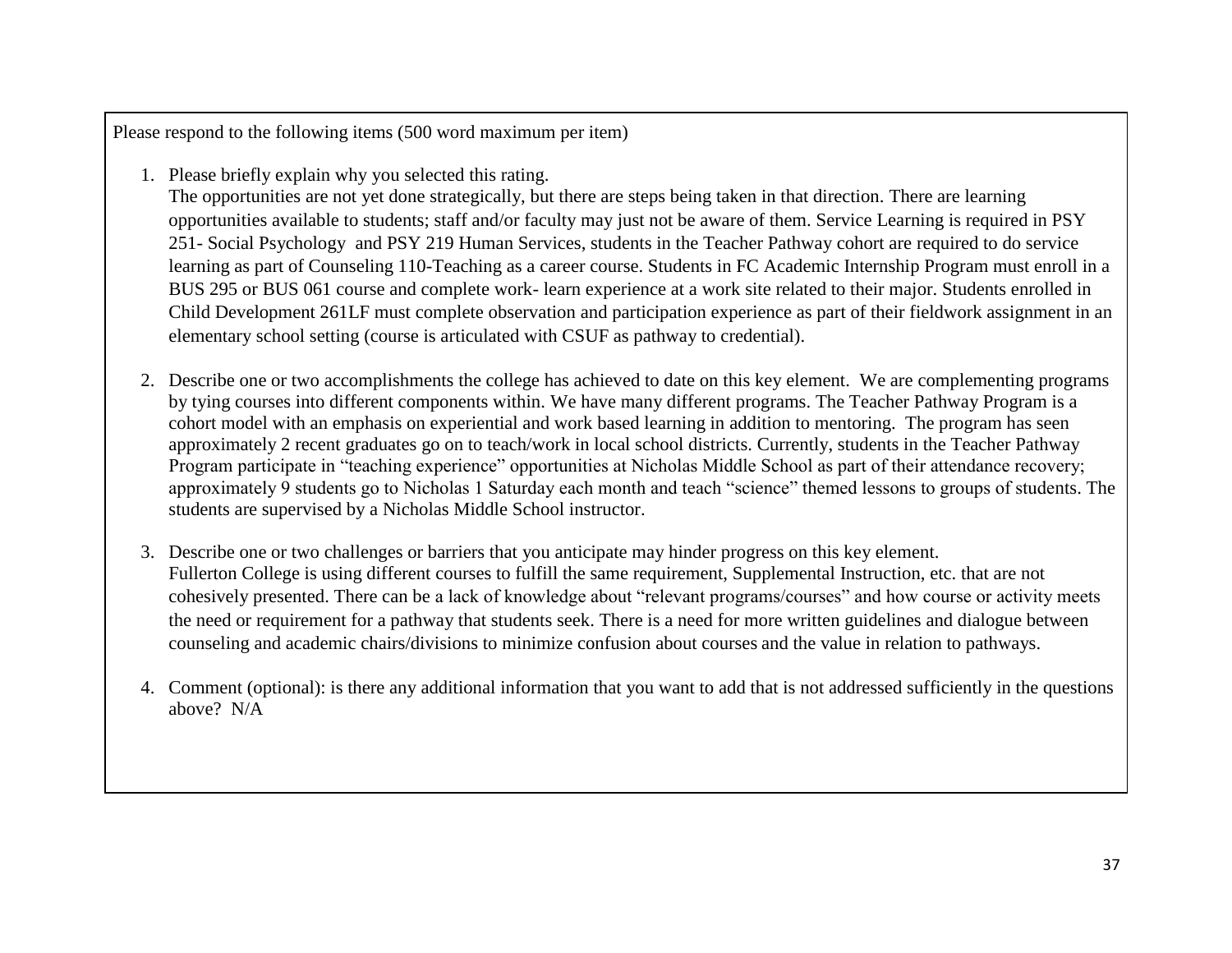Please respond to the following items (500 word maximum per item)

1. Please briefly explain why you selected this rating.
   The opportunities are not yet done strategically, but there are steps being taken in that direction. There are learning opportunities available to students; staff and/or faculty may just not be aware of them. Service Learning is required in PSY 251- Social Psychology and PSY 219 Human Services, students in the Teacher Pathway cohort are required to do service learning as part of Counseling 110-Teaching as a career course. Students in FC Academic Internship Program must enroll in a BUS 295 or BUS 061 course and complete work- learn experience at a work site related to their major. Students enrolled in Child Development 261LF must complete observation and participation experience as part of their fieldwork assignment in an elementary school setting (course is articulated with CSUF as pathway to credential).

2. Describe one or two accomplishments the college has achieved to date on this key element. We are complementing programs by tying courses into different components within. We have many different programs. The Teacher Pathway Program is a cohort model with an emphasis on experiential and work based learning in addition to mentoring. The program has seen approximately 2 recent graduates go on to teach/work in local school districts. Currently, students in the Teacher Pathway Program participate in "teaching experience" opportunities at Nicholas Middle School as part of their attendance recovery; approximately 9 students go to Nicholas 1 Saturday each month and teach "science" themed lessons to groups of students. The students are supervised by a Nicholas Middle School instructor.

3. Describe one or two challenges or barriers that you anticipate may hinder progress on this key element.
   Fullerton College is using different courses to fulfill the same requirement, Supplemental Instruction, etc. that are not cohesively presented. There can be a lack of knowledge about "relevant programs/courses" and how course or activity meets the need or requirement for a pathway that students seek. There is a need for more written guidelines and dialogue between counseling and academic chairs/divisions to minimize confusion about courses and the value in relation to pathways.

4. Comment (optional): is there any additional information that you want to add that is not addressed sufficiently in the questions above? N/A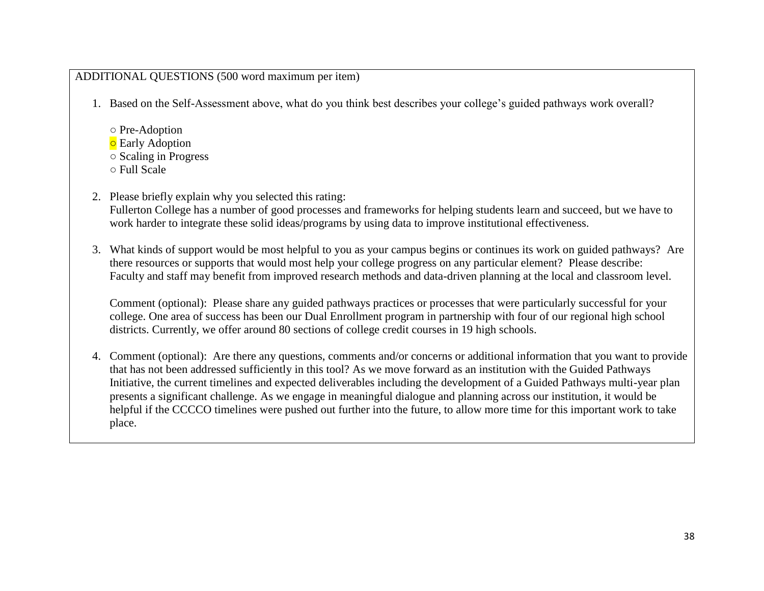ADDITIONAL QUESTIONS (500 word maximum per item)

1. Based on the Self-Assessment above, what do you think best describes your college's guided pathways work overall?

   ○ Pre-Adoption
   ○ Early Adoption
   ○ Scaling in Progress
   ○ Full Scale

2. Please briefly explain why you selected this rating:
   Fullerton College has a number of good processes and frameworks for helping students learn and succeed, but we have to work harder to integrate these solid ideas/programs by using data to improve institutional effectiveness.

3. What kinds of support would be most helpful to you as your campus begins or continues its work on guided pathways? Are there resources or supports that would most help your college progress on any particular element? Please describe:
   Faculty and staff may benefit from improved research methods and data-driven planning at the local and classroom level.

   Comment (optional): Please share any guided pathways practices or processes that were particularly successful for your college. One area of success has been our Dual Enrollment program in partnership with four of our regional high school districts. Currently, we offer around 80 sections of college credit courses in 19 high schools.

4. Comment (optional): Are there any questions, comments and/or concerns or additional information that you want to provide that has not been addressed sufficiently in this tool? As we move forward as an institution with the Guided Pathways Initiative, the current timelines and expected deliverables including the development of a Guided Pathways multi-year plan presents a significant challenge. As we engage in meaningful dialogue and planning across our institution, it would be helpful if the CCCCO timelines were pushed out further into the future, to allow more time for this important work to take place.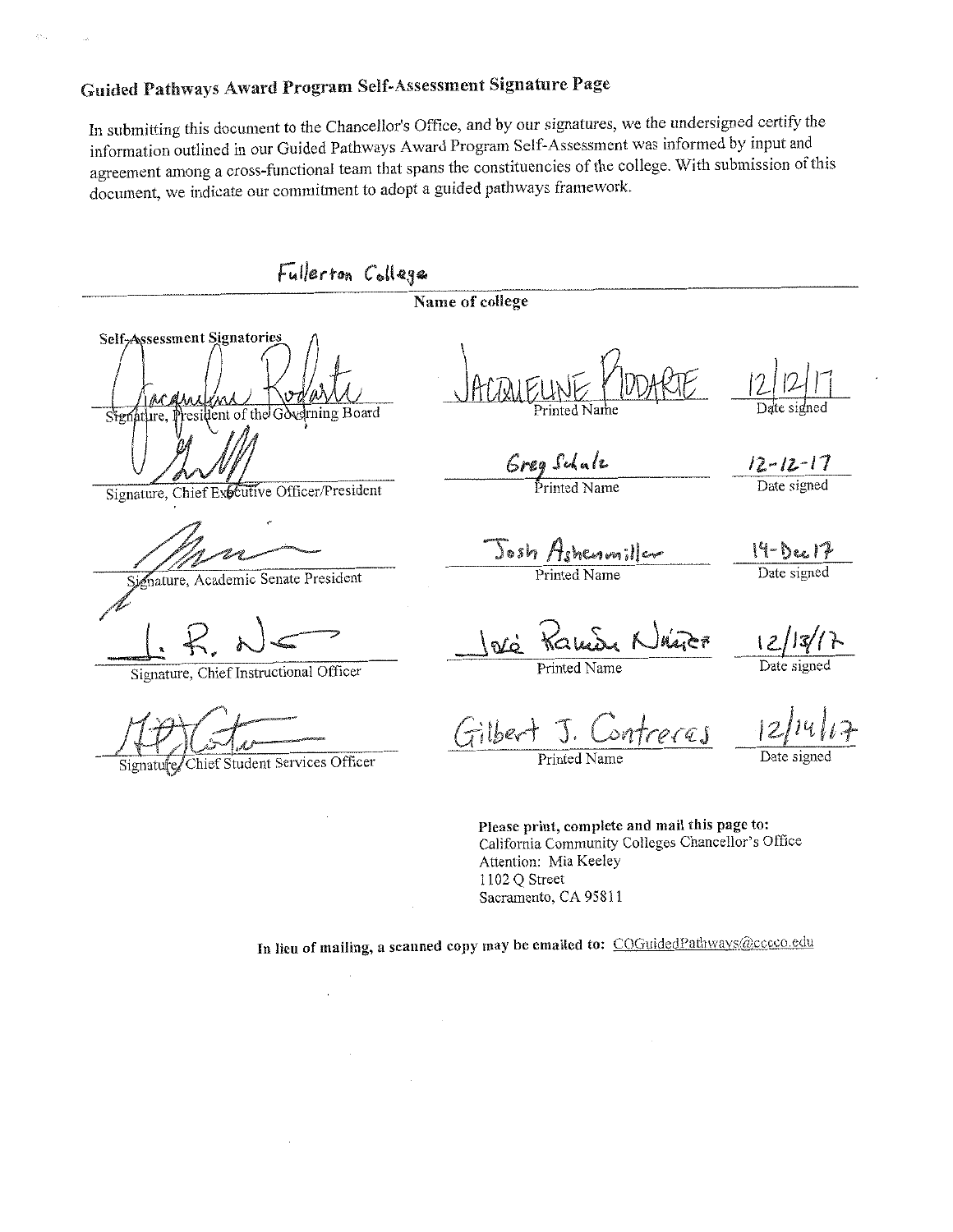## Guided Pathways Award Program Self-Assessment Signature Page

In submitting this document to the Chancellor's Office, and by our signatures, we the undersigned certify the information outlined in our Guided Pathways Award Program Self-Assessment was informed by input and agreement among a cross-functional team that spans the constituencies of the college. With submission of this document, we indicate our commitment to adopt a guided pathways framework.

Fullerton College

Name of college

**Self-Assessment Signatories**

| Signature | Printed Name | Date signed |
|---|---|---|
| Signature, President of the Governing Board | JACQUELINE RODARTE | 12/12/17 |
| Signature, Chief Executive Officer/President | Greg Schulz | 12-12-17 |
| Signature, Academic Senate President | Josh Ashenmiller | 14-Dec17 |
| Signature, Chief Instructional Officer | José Ramón Núñez | 12/13/17 |
| Signature, Chief Student Services Officer | Gilbert J. Contreras | 12/14/17 |

**Please print, complete and mail this page to:**
California Community Colleges Chancellor's Office
Attention: Mia Keeley
1102 Q Street
Sacramento, CA 95811

**In lieu of mailing, a scanned copy may be emailed to:** COGuidedPathways@cccco.edu